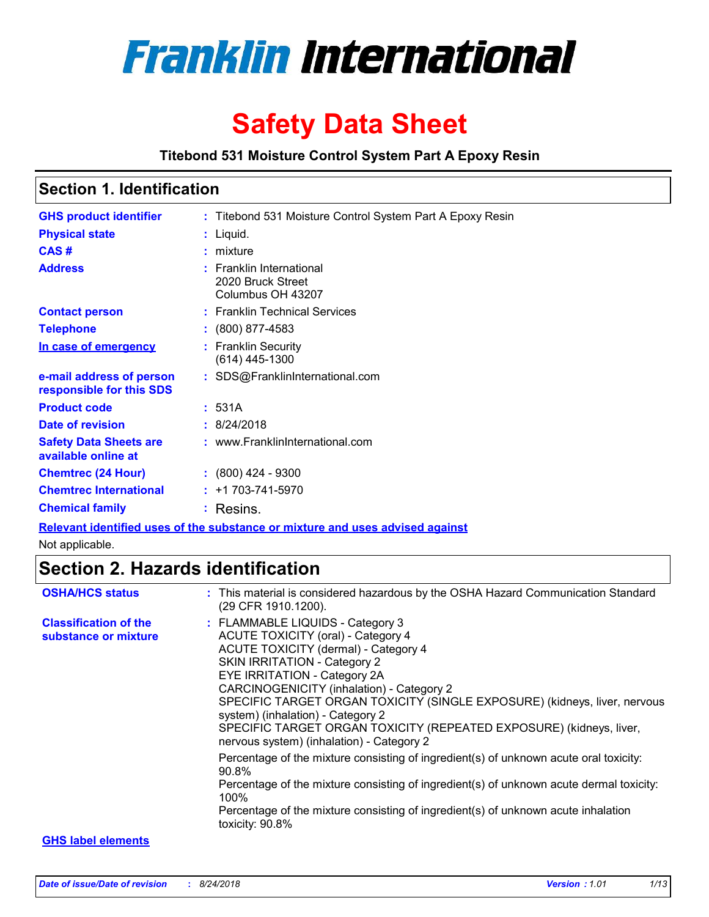# Franklin International

# Safety Data Sheet

**Titebond 531 Moisture Control System Part A Epoxy Resin**

## Section 1. Identification

| | |
|---|---|
| **GHS product identifier** | : Titebond 531 Moisture Control System Part A Epoxy Resin |
| **Physical state** | : Liquid. |
| **CAS #** | : mixture |
| **Address** | : Franklin International<br>2020 Bruck Street<br>Columbus OH 43207 |
| **Contact person** | : Franklin Technical Services |
| **Telephone** | : (800) 877-4583 |
| **In case of emergency** | : Franklin Security<br>(614) 445-1300 |
| **e-mail address of person responsible for this SDS** | : SDS@FranklinInternational.com |
| **Product code** | : 531A |
| **Date of revision** | : 8/24/2018 |
| **Safety Data Sheets are available online at** | : www.FranklinInternational.com |
| **Chemtrec (24 Hour)** | : (800) 424 - 9300 |
| **Chemtrec International** | : +1 703-741-5970 |
| **Chemical family** | : Resins. |

**Relevant identified uses of the substance or mixture and uses advised against**

Not applicable.

## Section 2. Hazards identification

**OSHA/HCS status** : This material is considered hazardous by the OSHA Hazard Communication Standard (29 CFR 1910.1200).

**Classification of the substance or mixture** :

FLAMMABLE LIQUIDS - Category 3
ACUTE TOXICITY (oral) - Category 4
ACUTE TOXICITY (dermal) - Category 4
SKIN IRRITATION - Category 2
EYE IRRITATION - Category 2A
CARCINOGENICITY (inhalation) - Category 2
SPECIFIC TARGET ORGAN TOXICITY (SINGLE EXPOSURE) (kidneys, liver, nervous system) (inhalation) - Category 2
SPECIFIC TARGET ORGAN TOXICITY (REPEATED EXPOSURE) (kidneys, liver, nervous system) (inhalation) - Category 2

Percentage of the mixture consisting of ingredient(s) of unknown acute oral toxicity: 90.8%
Percentage of the mixture consisting of ingredient(s) of unknown acute dermal toxicity: 100%
Percentage of the mixture consisting of ingredient(s) of unknown acute inhalation toxicity: 90.8%

**GHS label elements**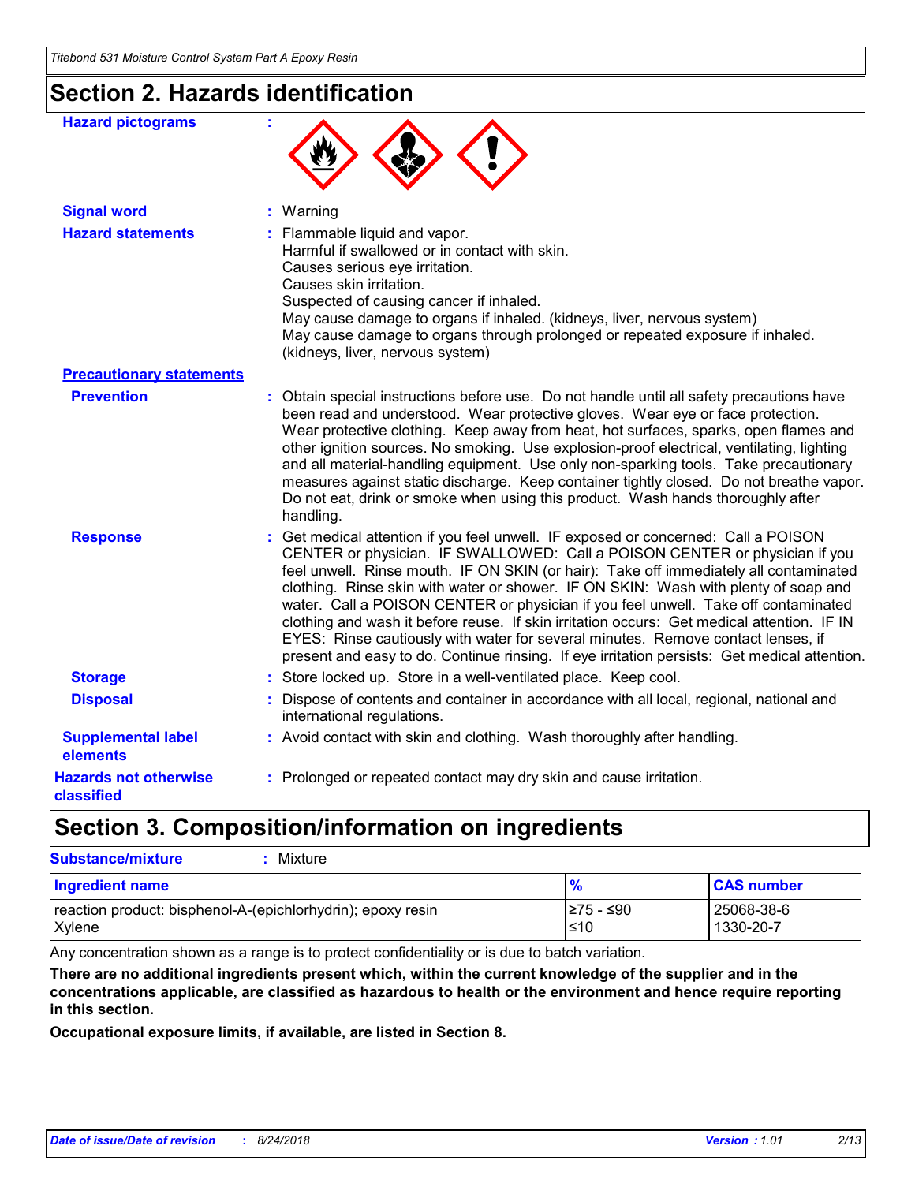## Section 2. Hazards identification

**Hazard pictograms** :

**Signal word** : Warning

**Hazard statements** : Flammable liquid and vapor.
Harmful if swallowed or in contact with skin.
Causes serious eye irritation.
Causes skin irritation.
Suspected of causing cancer if inhaled.
May cause damage to organs if inhaled. (kidneys, liver, nervous system)
May cause damage to organs through prolonged or repeated exposure if inhaled. (kidneys, liver, nervous system)

**Precautionary statements**

**Prevention** : Obtain special instructions before use. Do not handle until all safety precautions have been read and understood. Wear protective gloves. Wear eye or face protection. Wear protective clothing. Keep away from heat, hot surfaces, sparks, open flames and other ignition sources. No smoking. Use explosion-proof electrical, ventilating, lighting and all material-handling equipment. Use only non-sparking tools. Take precautionary measures against static discharge. Keep container tightly closed. Do not breathe vapor. Do not eat, drink or smoke when using this product. Wash hands thoroughly after handling.

**Response** : Get medical attention if you feel unwell. IF exposed or concerned: Call a POISON CENTER or physician. IF SWALLOWED: Call a POISON CENTER or physician if you feel unwell. Rinse mouth. IF ON SKIN (or hair): Take off immediately all contaminated clothing. Rinse skin with water or shower. IF ON SKIN: Wash with plenty of soap and water. Call a POISON CENTER or physician if you feel unwell. Take off contaminated clothing and wash it before reuse. If skin irritation occurs: Get medical attention. IF IN EYES: Rinse cautiously with water for several minutes. Remove contact lenses, if present and easy to do. Continue rinsing. If eye irritation persists: Get medical attention.

**Storage** : Store locked up. Store in a well-ventilated place. Keep cool.

**Disposal** : Dispose of contents and container in accordance with all local, regional, national and international regulations.

**Supplemental label elements** : Avoid contact with skin and clothing. Wash thoroughly after handling.

**Hazards not otherwise classified** : Prolonged or repeated contact may dry skin and cause irritation.

## Section 3. Composition/information on ingredients

**Substance/mixture** : Mixture

| Ingredient name | % | CAS number |
|---|---|---|
| reaction product: bisphenol-A-(epichlorhydrin); epoxy resin | ≥75 - ≤90 | 25068-38-6 |
| Xylene | ≤10 | 1330-20-7 |

Any concentration shown as a range is to protect confidentiality or is due to batch variation.

**There are no additional ingredients present which, within the current knowledge of the supplier and in the concentrations applicable, are classified as hazardous to health or the environment and hence require reporting in this section.**

**Occupational exposure limits, if available, are listed in Section 8.**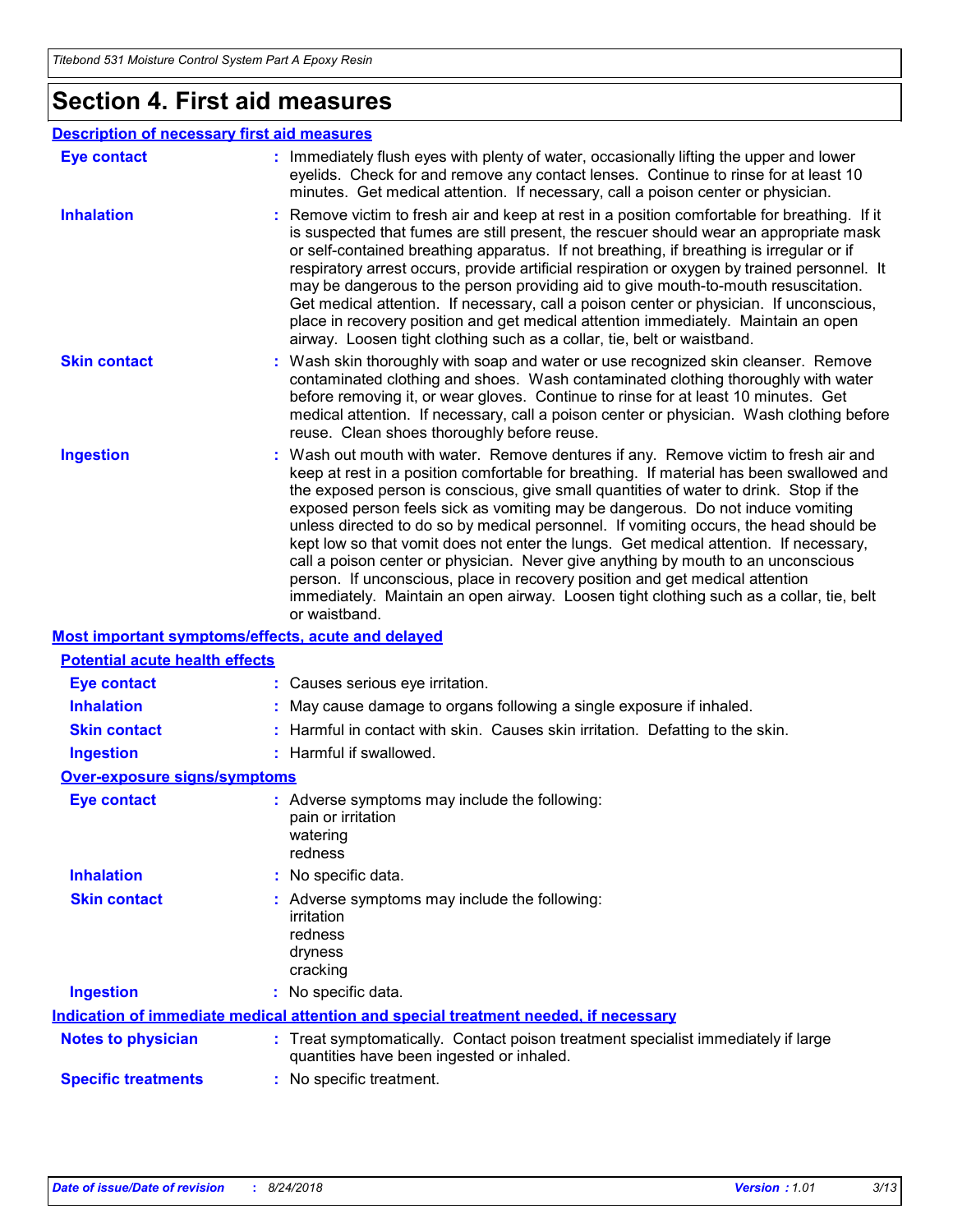# Section 4. First aid measures

### Description of necessary first aid measures

**Eye contact** : Immediately flush eyes with plenty of water, occasionally lifting the upper and lower eyelids. Check for and remove any contact lenses. Continue to rinse for at least 10 minutes. Get medical attention. If necessary, call a poison center or physician.

**Inhalation** : Remove victim to fresh air and keep at rest in a position comfortable for breathing. If it is suspected that fumes are still present, the rescuer should wear an appropriate mask or self-contained breathing apparatus. If not breathing, if breathing is irregular or if respiratory arrest occurs, provide artificial respiration or oxygen by trained personnel. It may be dangerous to the person providing aid to give mouth-to-mouth resuscitation. Get medical attention. If necessary, call a poison center or physician. If unconscious, place in recovery position and get medical attention immediately. Maintain an open airway. Loosen tight clothing such as a collar, tie, belt or waistband.

**Skin contact** : Wash skin thoroughly with soap and water or use recognized skin cleanser. Remove contaminated clothing and shoes. Wash contaminated clothing thoroughly with water before removing it, or wear gloves. Continue to rinse for at least 10 minutes. Get medical attention. If necessary, call a poison center or physician. Wash clothing before reuse. Clean shoes thoroughly before reuse.

**Ingestion** : Wash out mouth with water. Remove dentures if any. Remove victim to fresh air and keep at rest in a position comfortable for breathing. If material has been swallowed and the exposed person is conscious, give small quantities of water to drink. Stop if the exposed person feels sick as vomiting may be dangerous. Do not induce vomiting unless directed to do so by medical personnel. If vomiting occurs, the head should be kept low so that vomit does not enter the lungs. Get medical attention. If necessary, call a poison center or physician. Never give anything by mouth to an unconscious person. If unconscious, place in recovery position and get medical attention immediately. Maintain an open airway. Loosen tight clothing such as a collar, tie, belt or waistband.

### Most important symptoms/effects, acute and delayed

#### Potential acute health effects

**Eye contact** : Causes serious eye irritation.

**Inhalation** : May cause damage to organs following a single exposure if inhaled.

**Skin contact** : Harmful in contact with skin. Causes skin irritation. Defatting to the skin.

**Ingestion** : Harmful if swallowed.

#### Over-exposure signs/symptoms

**Eye contact** : Adverse symptoms may include the following:
pain or irritation
watering
redness

**Inhalation** : No specific data.

**Skin contact** : Adverse symptoms may include the following:
irritation
redness
dryness
cracking

**Ingestion** : No specific data.

### Indication of immediate medical attention and special treatment needed, if necessary

**Notes to physician** : Treat symptomatically. Contact poison treatment specialist immediately if large quantities have been ingested or inhaled.

**Specific treatments** : No specific treatment.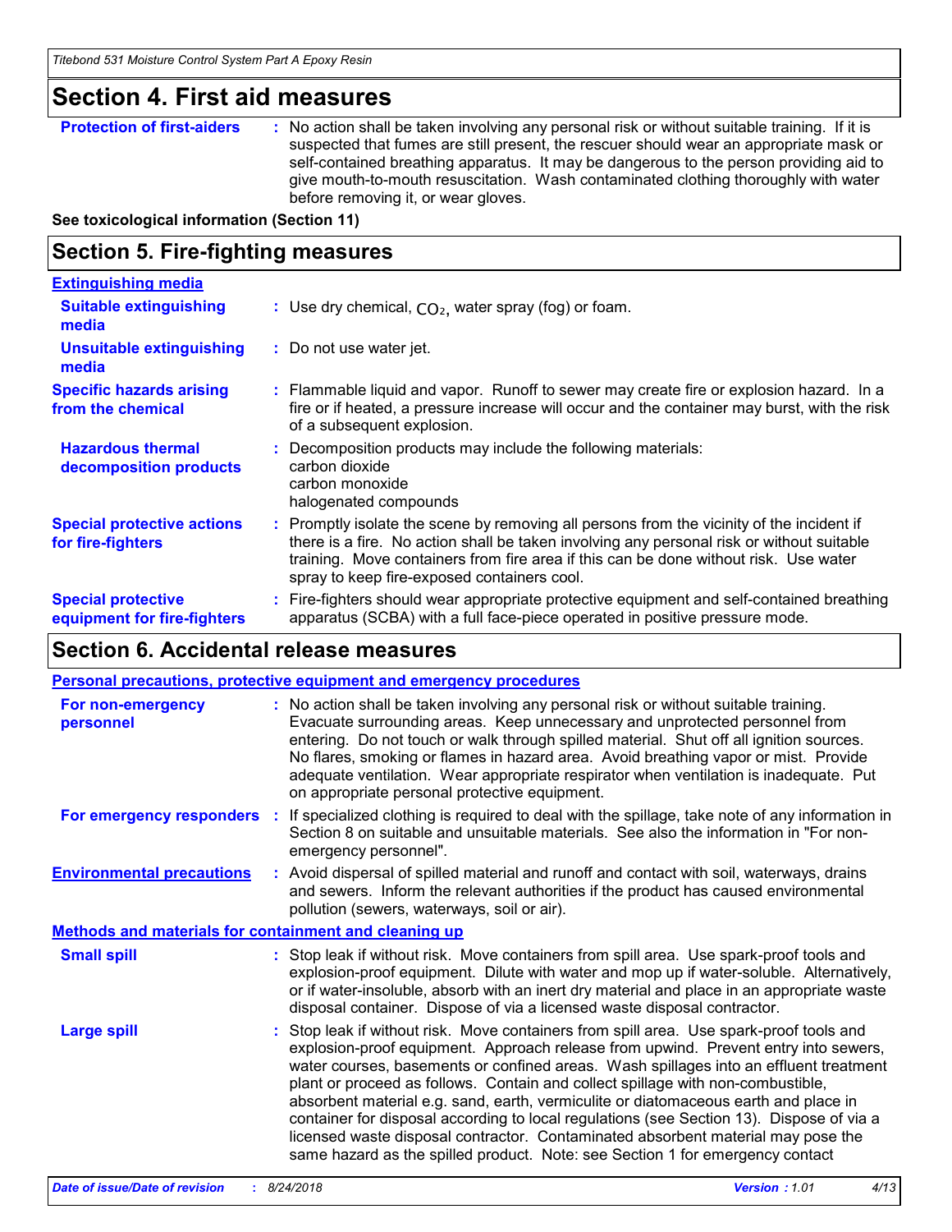## Section 4. First aid measures

**Protection of first-aiders** : No action shall be taken involving any personal risk or without suitable training. If it is suspected that fumes are still present, the rescuer should wear an appropriate mask or self-contained breathing apparatus. It may be dangerous to the person providing aid to give mouth-to-mouth resuscitation. Wash contaminated clothing thoroughly with water before removing it, or wear gloves.

**See toxicological information (Section 11)**

## Section 5. Fire-fighting measures

**Extinguishing media**

**Suitable extinguishing media** : Use dry chemical, $CO_2$, water spray (fog) or foam.

**Unsuitable extinguishing media** : Do not use water jet.

**Specific hazards arising from the chemical** : Flammable liquid and vapor. Runoff to sewer may create fire or explosion hazard. In a fire or if heated, a pressure increase will occur and the container may burst, with the risk of a subsequent explosion.

**Hazardous thermal decomposition products** : Decomposition products may include the following materials:
carbon dioxide
carbon monoxide
halogenated compounds

**Special protective actions for fire-fighters** : Promptly isolate the scene by removing all persons from the vicinity of the incident if there is a fire. No action shall be taken involving any personal risk or without suitable training. Move containers from fire area if this can be done without risk. Use water spray to keep fire-exposed containers cool.

**Special protective equipment for fire-fighters** : Fire-fighters should wear appropriate protective equipment and self-contained breathing apparatus (SCBA) with a full face-piece operated in positive pressure mode.

## Section 6. Accidental release measures

**Personal precautions, protective equipment and emergency procedures**

**For non-emergency personnel** : No action shall be taken involving any personal risk or without suitable training. Evacuate surrounding areas. Keep unnecessary and unprotected personnel from entering. Do not touch or walk through spilled material. Shut off all ignition sources. No flares, smoking or flames in hazard area. Avoid breathing vapor or mist. Provide adequate ventilation. Wear appropriate respirator when ventilation is inadequate. Put on appropriate personal protective equipment.

**For emergency responders** : If specialized clothing is required to deal with the spillage, take note of any information in Section 8 on suitable and unsuitable materials. See also the information in "For non-emergency personnel".

**Environmental precautions** : Avoid dispersal of spilled material and runoff and contact with soil, waterways, drains and sewers. Inform the relevant authorities if the product has caused environmental pollution (sewers, waterways, soil or air).

**Methods and materials for containment and cleaning up**

**Small spill** : Stop leak if without risk. Move containers from spill area. Use spark-proof tools and explosion-proof equipment. Dilute with water and mop up if water-soluble. Alternatively, or if water-insoluble, absorb with an inert dry material and place in an appropriate waste disposal container. Dispose of via a licensed waste disposal contractor.

**Large spill** : Stop leak if without risk. Move containers from spill area. Use spark-proof tools and explosion-proof equipment. Approach release from upwind. Prevent entry into sewers, water courses, basements or confined areas. Wash spillages into an effluent treatment plant or proceed as follows. Contain and collect spillage with non-combustible, absorbent material e.g. sand, earth, vermiculite or diatomaceous earth and place in container for disposal according to local regulations (see Section 13). Dispose of via a licensed waste disposal contractor. Contaminated absorbent material may pose the same hazard as the spilled product. Note: see Section 1 for emergency contact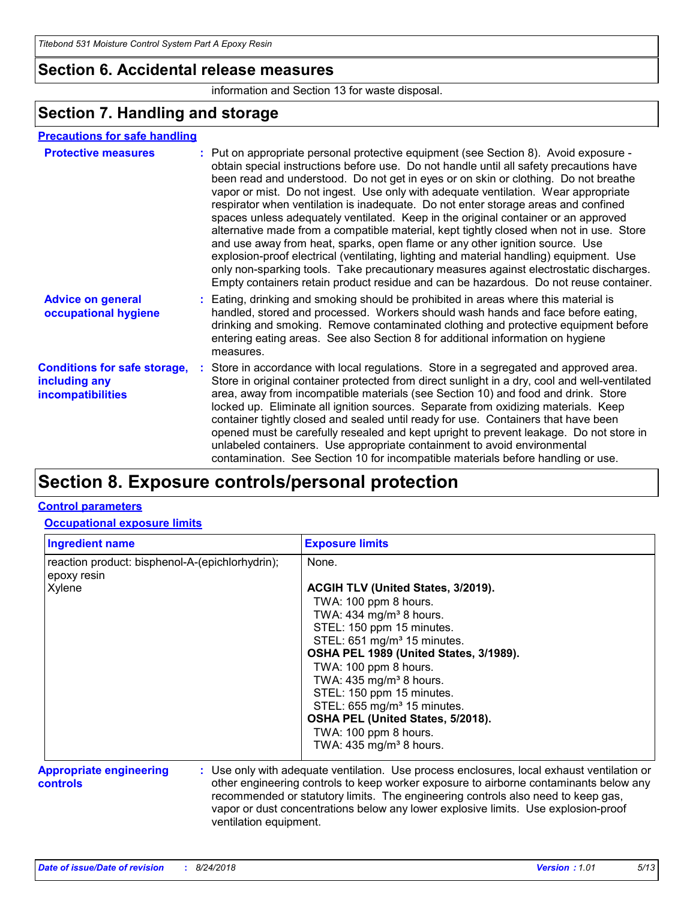## Section 6. Accidental release measures

information and Section 13 for waste disposal.

## Section 7. Handling and storage

**Precautions for safe handling**

**Protective measures** : Put on appropriate personal protective equipment (see Section 8). Avoid exposure - obtain special instructions before use. Do not handle until all safety precautions have been read and understood. Do not get in eyes or on skin or clothing. Do not breathe vapor or mist. Do not ingest. Use only with adequate ventilation. Wear appropriate respirator when ventilation is inadequate. Do not enter storage areas and confined spaces unless adequately ventilated. Keep in the original container or an approved alternative made from a compatible material, kept tightly closed when not in use. Store and use away from heat, sparks, open flame or any other ignition source. Use explosion-proof electrical (ventilating, lighting and material handling) equipment. Use only non-sparking tools. Take precautionary measures against electrostatic discharges. Empty containers retain product residue and can be hazardous. Do not reuse container.

**Advice on general occupational hygiene** : Eating, drinking and smoking should be prohibited in areas where this material is handled, stored and processed. Workers should wash hands and face before eating, drinking and smoking. Remove contaminated clothing and protective equipment before entering eating areas. See also Section 8 for additional information on hygiene measures.

**Conditions for safe storage, including any incompatibilities** : Store in accordance with local regulations. Store in a segregated and approved area. Store in original container protected from direct sunlight in a dry, cool and well-ventilated area, away from incompatible materials (see Section 10) and food and drink. Store locked up. Eliminate all ignition sources. Separate from oxidizing materials. Keep container tightly closed and sealed until ready for use. Containers that have been opened must be carefully resealed and kept upright to prevent leakage. Do not store in unlabeled containers. Use appropriate containment to avoid environmental contamination. See Section 10 for incompatible materials before handling or use.

## Section 8. Exposure controls/personal protection

**Control parameters**

**Occupational exposure limits**

| Ingredient name | Exposure limits |
|---|---|
| reaction product: bisphenol-A-(epichlorhydrin); epoxy resin | None. |
| Xylene | **ACGIH TLV (United States, 3/2019).**<br>TWA: 100 ppm 8 hours.<br>TWA: 434 mg/m³ 8 hours.<br>STEL: 150 ppm 15 minutes.<br>STEL: 651 mg/m³ 15 minutes.<br>**OSHA PEL 1989 (United States, 3/1989).**<br>TWA: 100 ppm 8 hours.<br>TWA: 435 mg/m³ 8 hours.<br>STEL: 150 ppm 15 minutes.<br>STEL: 655 mg/m³ 15 minutes.<br>**OSHA PEL (United States, 5/2018).**<br>TWA: 100 ppm 8 hours.<br>TWA: 435 mg/m³ 8 hours. |

**Appropriate engineering controls** : Use only with adequate ventilation. Use process enclosures, local exhaust ventilation or other engineering controls to keep worker exposure to airborne contaminants below any recommended or statutory limits. The engineering controls also need to keep gas, vapor or dust concentrations below any lower explosive limits. Use explosion-proof ventilation equipment.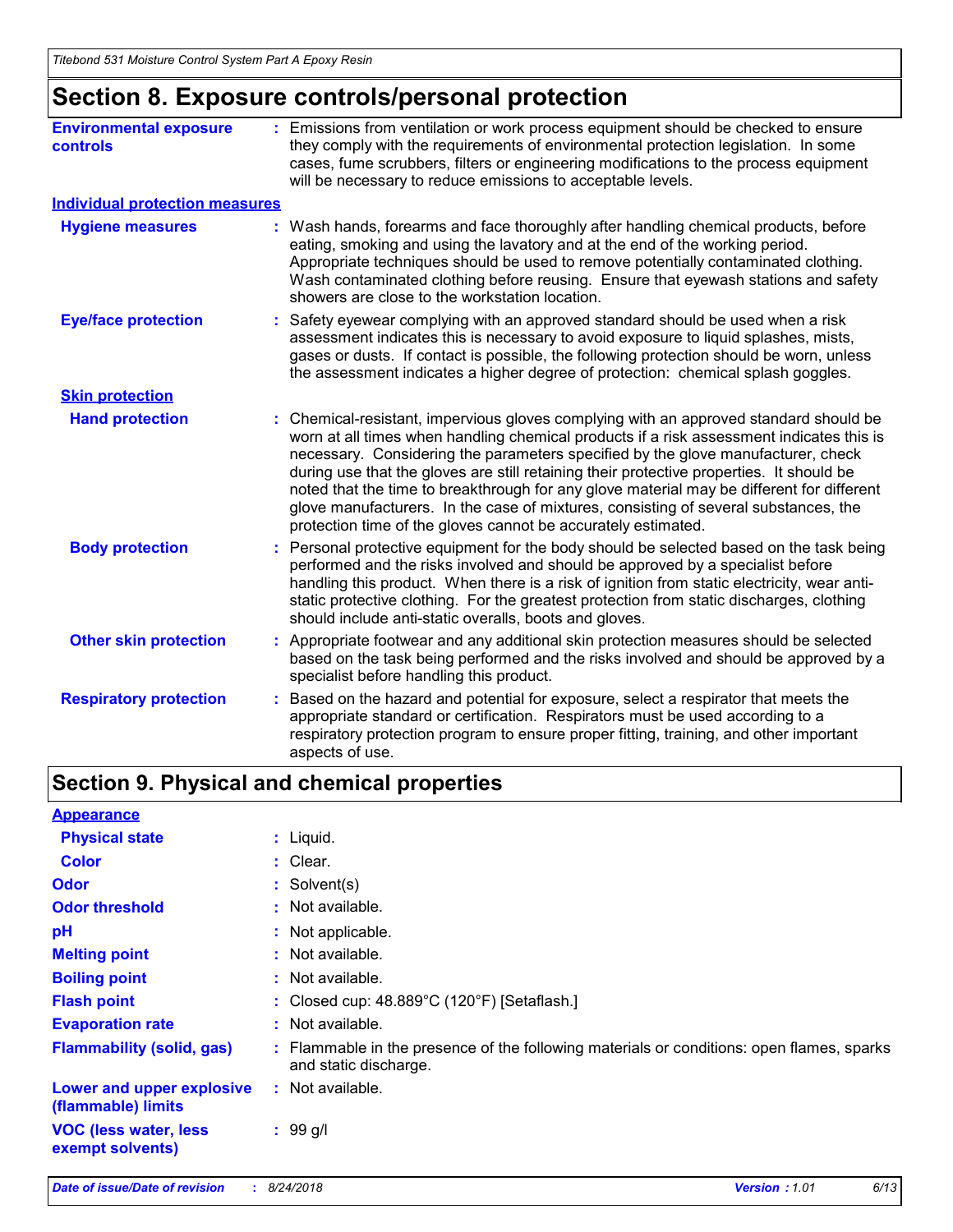# Section 8. Exposure controls/personal protection

**Environmental exposure controls** : Emissions from ventilation or work process equipment should be checked to ensure they comply with the requirements of environmental protection legislation. In some cases, fume scrubbers, filters or engineering modifications to the process equipment will be necessary to reduce emissions to acceptable levels.

## Individual protection measures

**Hygiene measures** : Wash hands, forearms and face thoroughly after handling chemical products, before eating, smoking and using the lavatory and at the end of the working period. Appropriate techniques should be used to remove potentially contaminated clothing. Wash contaminated clothing before reusing. Ensure that eyewash stations and safety showers are close to the workstation location.

**Eye/face protection** : Safety eyewear complying with an approved standard should be used when a risk assessment indicates this is necessary to avoid exposure to liquid splashes, mists, gases or dusts. If contact is possible, the following protection should be worn, unless the assessment indicates a higher degree of protection: chemical splash goggles.

### Skin protection

**Hand protection** : Chemical-resistant, impervious gloves complying with an approved standard should be worn at all times when handling chemical products if a risk assessment indicates this is necessary. Considering the parameters specified by the glove manufacturer, check during use that the gloves are still retaining their protective properties. It should be noted that the time to breakthrough for any glove material may be different for different glove manufacturers. In the case of mixtures, consisting of several substances, the protection time of the gloves cannot be accurately estimated.

**Body protection** : Personal protective equipment for the body should be selected based on the task being performed and the risks involved and should be approved by a specialist before handling this product. When there is a risk of ignition from static electricity, wear anti-static protective clothing. For the greatest protection from static discharges, clothing should include anti-static overalls, boots and gloves.

**Other skin protection** : Appropriate footwear and any additional skin protection measures should be selected based on the task being performed and the risks involved and should be approved by a specialist before handling this product.

**Respiratory protection** : Based on the hazard and potential for exposure, select a respirator that meets the appropriate standard or certification. Respirators must be used according to a respiratory protection program to ensure proper fitting, training, and other important aspects of use.

# Section 9. Physical and chemical properties

## Appearance

**Physical state** : Liquid.

**Color** : Clear.

**Odor** : Solvent(s)

**Odor threshold** : Not available.

**pH** : Not applicable.

**Melting point** : Not available.

**Boiling point** : Not available.

**Flash point** : Closed cup: 48.889°C (120°F) [Setaflash.]

**Evaporation rate** : Not available.

**Flammability (solid, gas)** : Flammable in the presence of the following materials or conditions: open flames, sparks and static discharge.

**Lower and upper explosive (flammable) limits** : Not available.

**VOC (less water, less exempt solvents)** : 99 g/l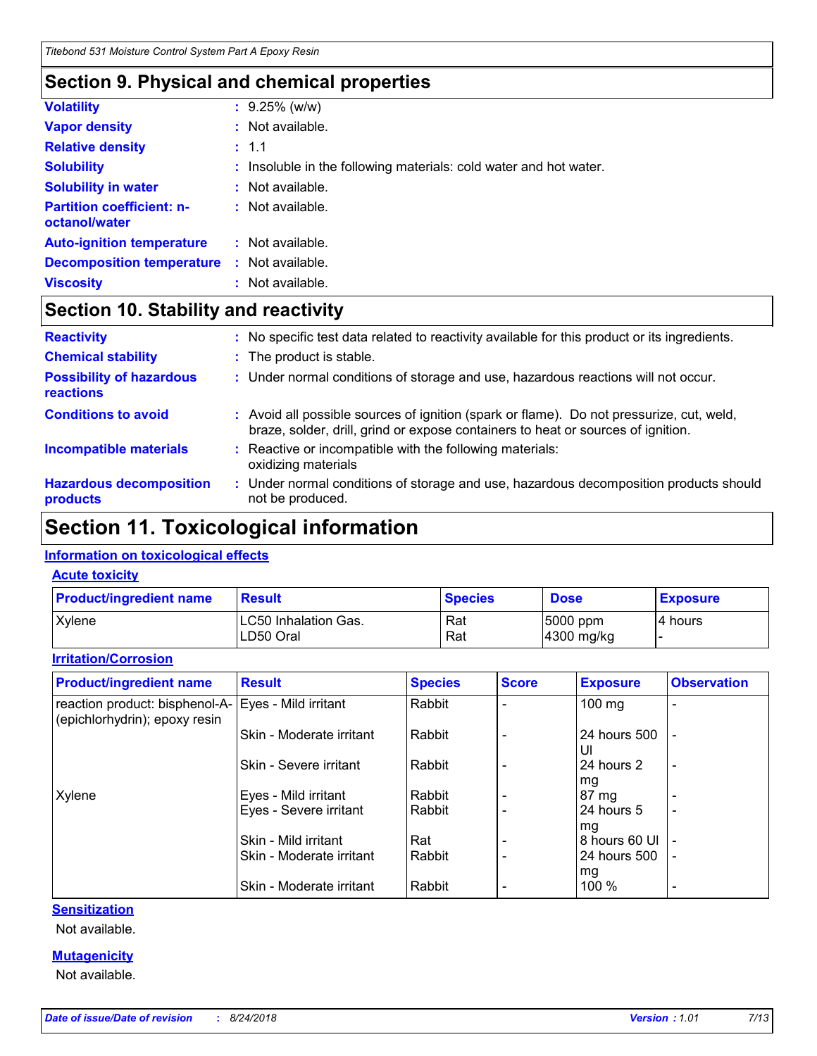## Section 9. Physical and chemical properties

| | |
|---|---|
| **Volatility** | : 9.25% (w/w) |
| **Vapor density** | : Not available. |
| **Relative density** | : 1.1 |
| **Solubility** | : Insoluble in the following materials: cold water and hot water. |
| **Solubility in water** | : Not available. |
| **Partition coefficient: n-octanol/water** | : Not available. |
| **Auto-ignition temperature** | : Not available. |
| **Decomposition temperature** | : Not available. |
| **Viscosity** | : Not available. |

## Section 10. Stability and reactivity

| | |
|---|---|
| **Reactivity** | : No specific test data related to reactivity available for this product or its ingredients. |
| **Chemical stability** | : The product is stable. |
| **Possibility of hazardous reactions** | : Under normal conditions of storage and use, hazardous reactions will not occur. |
| **Conditions to avoid** | : Avoid all possible sources of ignition (spark or flame). Do not pressurize, cut, weld, braze, solder, drill, grind or expose containers to heat or sources of ignition. |
| **Incompatible materials** | : Reactive or incompatible with the following materials: oxidizing materials |
| **Hazardous decomposition products** | : Under normal conditions of storage and use, hazardous decomposition products should not be produced. |

## Section 11. Toxicological information

### Information on toxicological effects

#### Acute toxicity

| Product/ingredient name | Result | Species | Dose | Exposure |
|---|---|---|---|---|
| Xylene | LC50 Inhalation Gas.<br>LD50 Oral | Rat<br>Rat | 5000 ppm<br>4300 mg/kg | 4 hours<br>- |

#### Irritation/Corrosion

| Product/ingredient name | Result | Species | Score | Exposure | Observation |
|---|---|---|---|---|---|
| reaction product: bisphenol-A-(epichlorhydrin); epoxy resin | Eyes - Mild irritant | Rabbit | - | 100 mg | - |
| | Skin - Moderate irritant | Rabbit | - | 24 hours 500 UI | - |
| | Skin - Severe irritant | Rabbit | - | 24 hours 2 mg | - |
| Xylene | Eyes - Mild irritant | Rabbit | - | 87 mg | - |
| | Eyes - Severe irritant | Rabbit | - | 24 hours 5 mg | - |
| | Skin - Mild irritant | Rat | - | 8 hours 60 UI | - |
| | Skin - Moderate irritant | Rabbit | - | 24 hours 500 mg | - |
| | Skin - Moderate irritant | Rabbit | - | 100 % | - |

#### Sensitization

Not available.

#### Mutagenicity

Not available.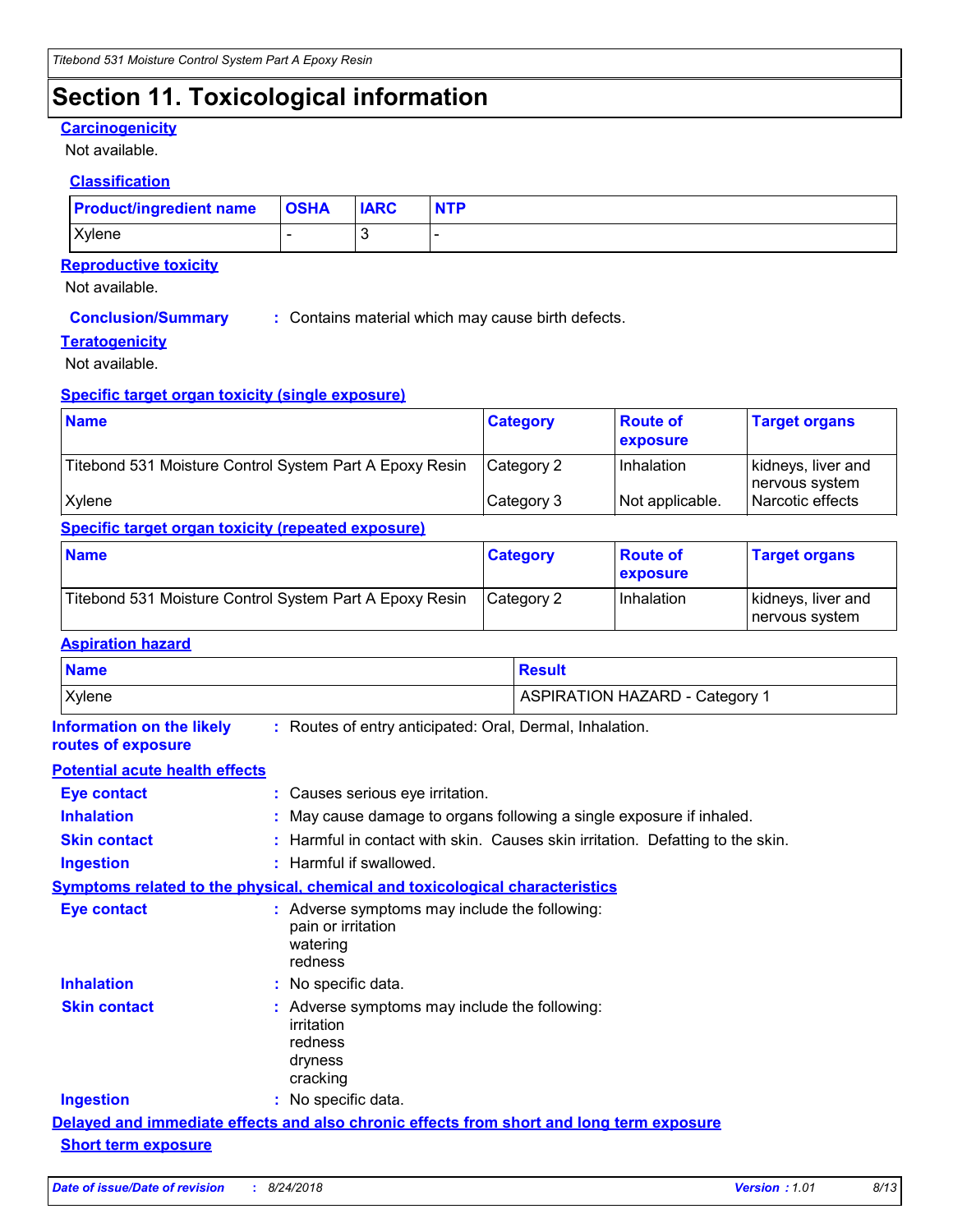# Section 11. Toxicological information

**Carcinogenicity**

Not available.

**Classification**

| Product/ingredient name | OSHA | IARC | NTP |
|---|---|---|---|
| Xylene | - | 3 | - |

**Reproductive toxicity**

Not available.

**Conclusion/Summary** : Contains material which may cause birth defects.

**Teratogenicity**

Not available.

**Specific target organ toxicity (single exposure)**

| Name | Category | Route of exposure | Target organs |
|---|---|---|---|
| Titebond 531 Moisture Control System Part A Epoxy Resin | Category 2 | Inhalation | kidneys, liver and nervous system |
| Xylene | Category 3 | Not applicable. | Narcotic effects |

**Specific target organ toxicity (repeated exposure)**

| Name | Category | Route of exposure | Target organs |
|---|---|---|---|
| Titebond 531 Moisture Control System Part A Epoxy Resin | Category 2 | Inhalation | kidneys, liver and nervous system |

**Aspiration hazard**

| Name | Result |
|---|---|
| Xylene | ASPIRATION HAZARD - Category 1 |

**Information on the likely routes of exposure** : Routes of entry anticipated: Oral, Dermal, Inhalation.

**Potential acute health effects**

**Eye contact** : Causes serious eye irritation.

**Inhalation** : May cause damage to organs following a single exposure if inhaled.

**Skin contact** : Harmful in contact with skin. Causes skin irritation. Defatting to the skin.

**Ingestion** : Harmful if swallowed.

**Symptoms related to the physical, chemical and toxicological characteristics**

**Eye contact** : Adverse symptoms may include the following:
pain or irritation
watering
redness

**Inhalation** : No specific data.

**Skin contact** : Adverse symptoms may include the following:
irritation
redness
dryness
cracking

**Ingestion** : No specific data.

**Delayed and immediate effects and also chronic effects from short and long term exposure**

**Short term exposure**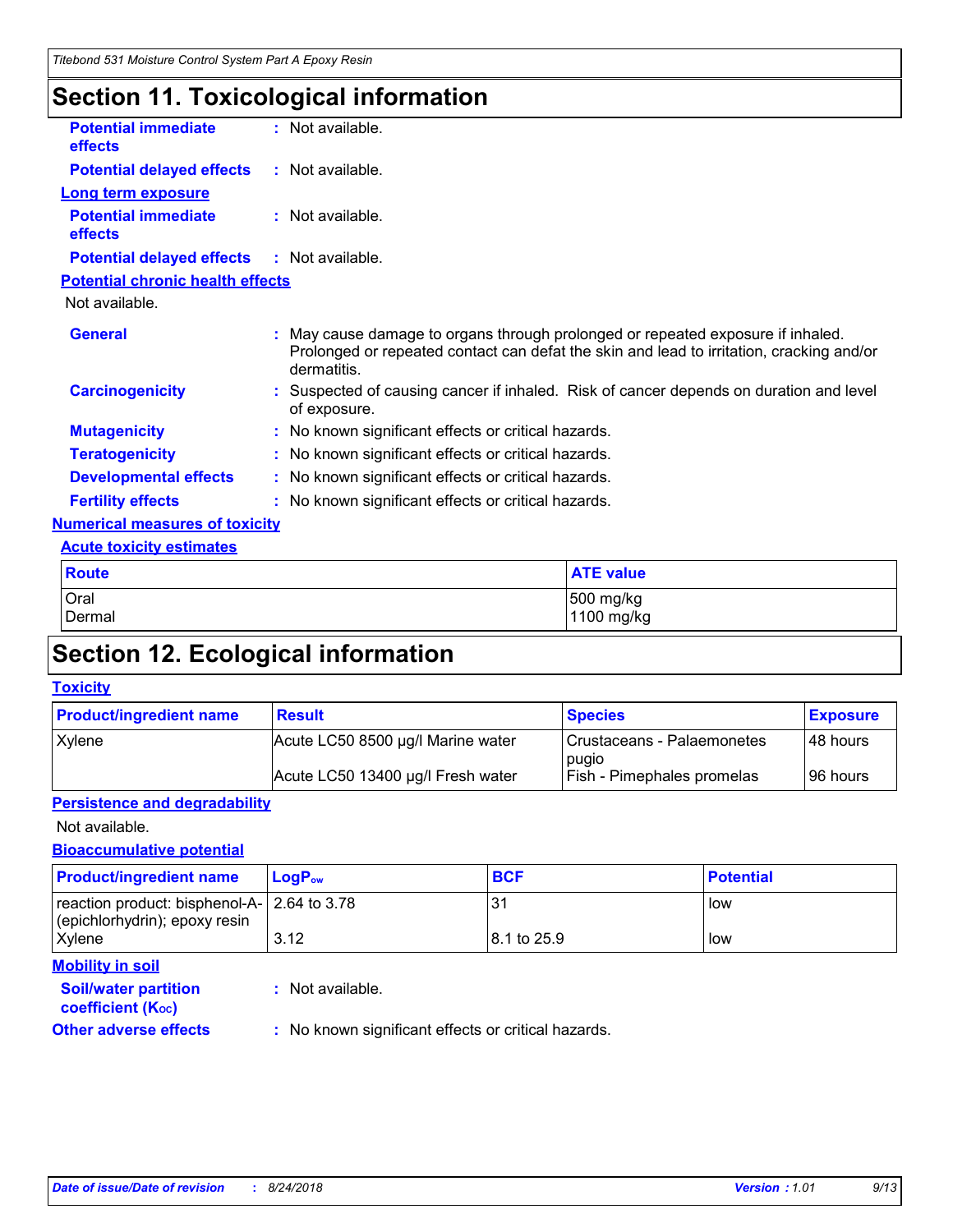# Section 11. Toxicological information

**Potential immediate effects** : Not available.

**Potential delayed effects** : Not available.

**Long term exposure**

**Potential immediate effects** : Not available.

**Potential delayed effects** : Not available.

**Potential chronic health effects**

Not available.

**General** : May cause damage to organs through prolonged or repeated exposure if inhaled. Prolonged or repeated contact can defat the skin and lead to irritation, cracking and/or dermatitis.

**Carcinogenicity** : Suspected of causing cancer if inhaled. Risk of cancer depends on duration and level of exposure.

**Mutagenicity** : No known significant effects or critical hazards.

**Teratogenicity** : No known significant effects or critical hazards.

**Developmental effects** : No known significant effects or critical hazards.

**Fertility effects** : No known significant effects or critical hazards.

**Numerical measures of toxicity**

**Acute toxicity estimates**

| Route | ATE value |
|---|---|
| Oral | 500 mg/kg |
| Dermal | 1100 mg/kg |

# Section 12. Ecological information

**Toxicity**

| Product/ingredient name | Result | Species | Exposure |
|---|---|---|---|
| Xylene | Acute LC50 8500 µg/l Marine water | Crustaceans - Palaemonetes pugio | 48 hours |
| | Acute LC50 13400 µg/l Fresh water | Fish - Pimephales promelas | 96 hours |

**Persistence and degradability**

Not available.

**Bioaccumulative potential**

| Product/ingredient name | $LogP_{ow}$ | BCF | Potential |
|---|---|---|---|
| reaction product: bisphenol-A-(epichlorhydrin); epoxy resin | 2.64 to 3.78 | 31 | low |
| Xylene | 3.12 | 8.1 to 25.9 | low |

**Mobility in soil**

**Soil/water partition coefficient ($K_{OC}$)** : Not available.

**Other adverse effects** : No known significant effects or critical hazards.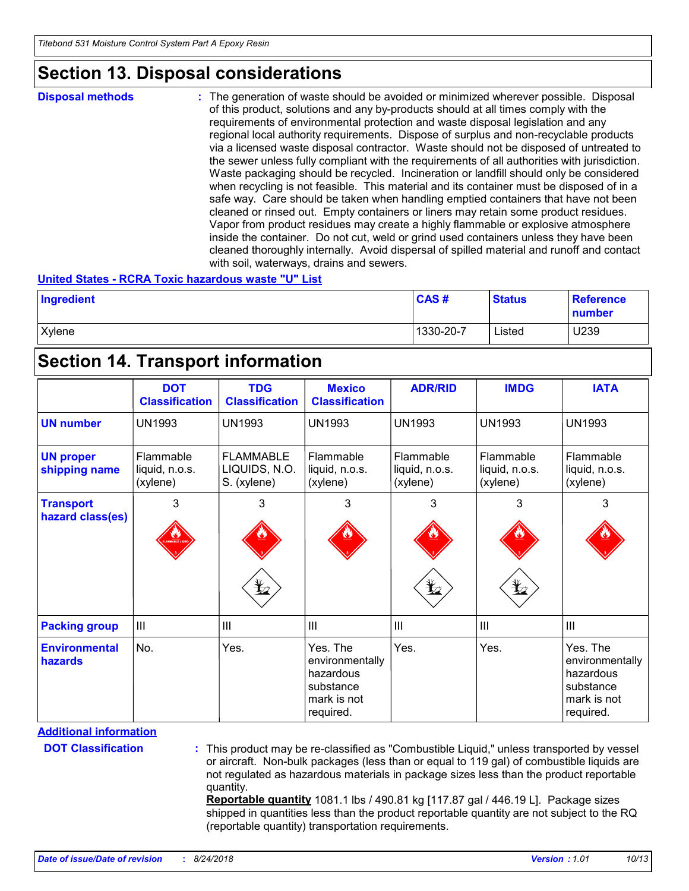## Section 13. Disposal considerations

**Disposal methods** : The generation of waste should be avoided or minimized wherever possible. Disposal of this product, solutions and any by-products should at all times comply with the requirements of environmental protection and waste disposal legislation and any regional local authority requirements. Dispose of surplus and non-recyclable products via a licensed waste disposal contractor. Waste should not be disposed of untreated to the sewer unless fully compliant with the requirements of all authorities with jurisdiction. Waste packaging should be recycled. Incineration or landfill should only be considered when recycling is not feasible. This material and its container must be disposed of in a safe way. Care should be taken when handling emptied containers that have not been cleaned or rinsed out. Empty containers or liners may retain some product residues. Vapor from product residues may create a highly flammable or explosive atmosphere inside the container. Do not cut, weld or grind used containers unless they have been cleaned thoroughly internally. Avoid dispersal of spilled material and runoff and contact with soil, waterways, drains and sewers.

**United States - RCRA Toxic hazardous waste "U" List**

| Ingredient | CAS # | Status | Reference number |
|---|---|---|---|
| Xylene | 1330-20-7 | Listed | U239 |

## Section 14. Transport information

| | DOT Classification | TDG Classification | Mexico Classification | ADR/RID | IMDG | IATA |
|---|---|---|---|---|---|---|
| **UN number** | UN1993 | UN1993 | UN1993 | UN1993 | UN1993 | UN1993 |
| **UN proper shipping name** | Flammable liquid, n.o.s. (xylene) | FLAMMABLE LIQUIDS, N.O.S. (xylene) | Flammable liquid, n.o.s. (xylene) | Flammable liquid, n.o.s. (xylene) | Flammable liquid, n.o.s. (xylene) | Flammable liquid, n.o.s. (xylene) |
| **Transport hazard class(es)** | 3 | 3 | 3 | 3 | 3 | 3 |
| **Packing group** | III | III | III | III | III | III |
| **Environmental hazards** | No. | Yes. | Yes. The environmentally hazardous substance mark is not required. | Yes. | Yes. | Yes. The environmentally hazardous substance mark is not required. |

**Additional information**

**DOT Classification** : This product may be re-classified as "Combustible Liquid," unless transported by vessel or aircraft. Non-bulk packages (less than or equal to 119 gal) of combustible liquids are not regulated as hazardous materials in package sizes less than the product reportable quantity.
**Reportable quantity** 1081.1 lbs / 490.81 kg [117.87 gal / 446.19 L]. Package sizes shipped in quantities less than the product reportable quantity are not subject to the RQ (reportable quantity) transportation requirements.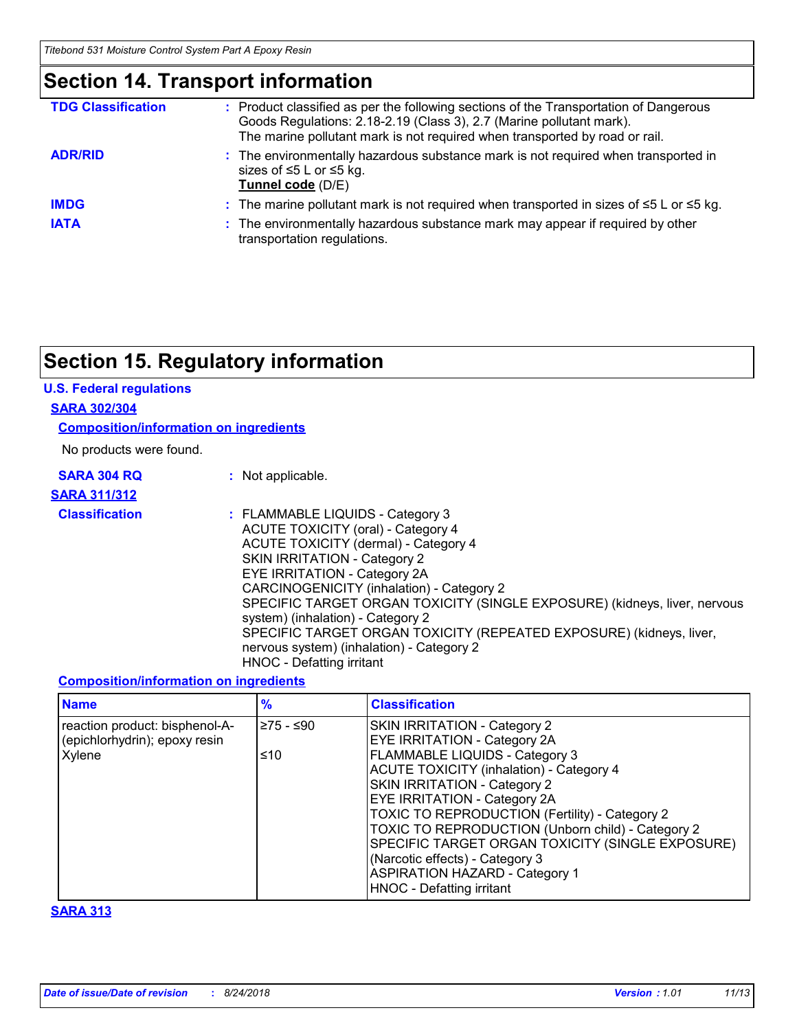## Section 14. Transport information

**TDG Classification** : Product classified as per the following sections of the Transportation of Dangerous Goods Regulations: 2.18-2.19 (Class 3), 2.7 (Marine pollutant mark).
The marine pollutant mark is not required when transported by road or rail.

**ADR/RID** : The environmentally hazardous substance mark is not required when transported in sizes of ≤5 L or ≤5 kg.
**Tunnel code** (D/E)

**IMDG** : The marine pollutant mark is not required when transported in sizes of ≤5 L or ≤5 kg.

**IATA** : The environmentally hazardous substance mark may appear if required by other transportation regulations.

## Section 15. Regulatory information

### U.S. Federal regulations

**SARA 302/304**

**Composition/information on ingredients**

No products were found.

**SARA 304 RQ** : Not applicable.

**SARA 311/312**

**Classification** : FLAMMABLE LIQUIDS - Category 3
ACUTE TOXICITY (oral) - Category 4
ACUTE TOXICITY (dermal) - Category 4
SKIN IRRITATION - Category 2
EYE IRRITATION - Category 2A
CARCINOGENICITY (inhalation) - Category 2
SPECIFIC TARGET ORGAN TOXICITY (SINGLE EXPOSURE) (kidneys, liver, nervous system) (inhalation) - Category 2
SPECIFIC TARGET ORGAN TOXICITY (REPEATED EXPOSURE) (kidneys, liver, nervous system) (inhalation) - Category 2
HNOC - Defatting irritant

**Composition/information on ingredients**

| Name | % | Classification |
|---|---|---|
| reaction product: bisphenol-A-(epichlorhydrin); epoxy resin | ≥75 - ≤90 | SKIN IRRITATION - Category 2<br>EYE IRRITATION - Category 2A |
| Xylene | ≤10 | FLAMMABLE LIQUIDS - Category 3<br>ACUTE TOXICITY (inhalation) - Category 4<br>SKIN IRRITATION - Category 2<br>EYE IRRITATION - Category 2A<br>TOXIC TO REPRODUCTION (Fertility) - Category 2<br>TOXIC TO REPRODUCTION (Unborn child) - Category 2<br>SPECIFIC TARGET ORGAN TOXICITY (SINGLE EXPOSURE) (Narcotic effects) - Category 3<br>ASPIRATION HAZARD - Category 1<br>HNOC - Defatting irritant |

**SARA 313**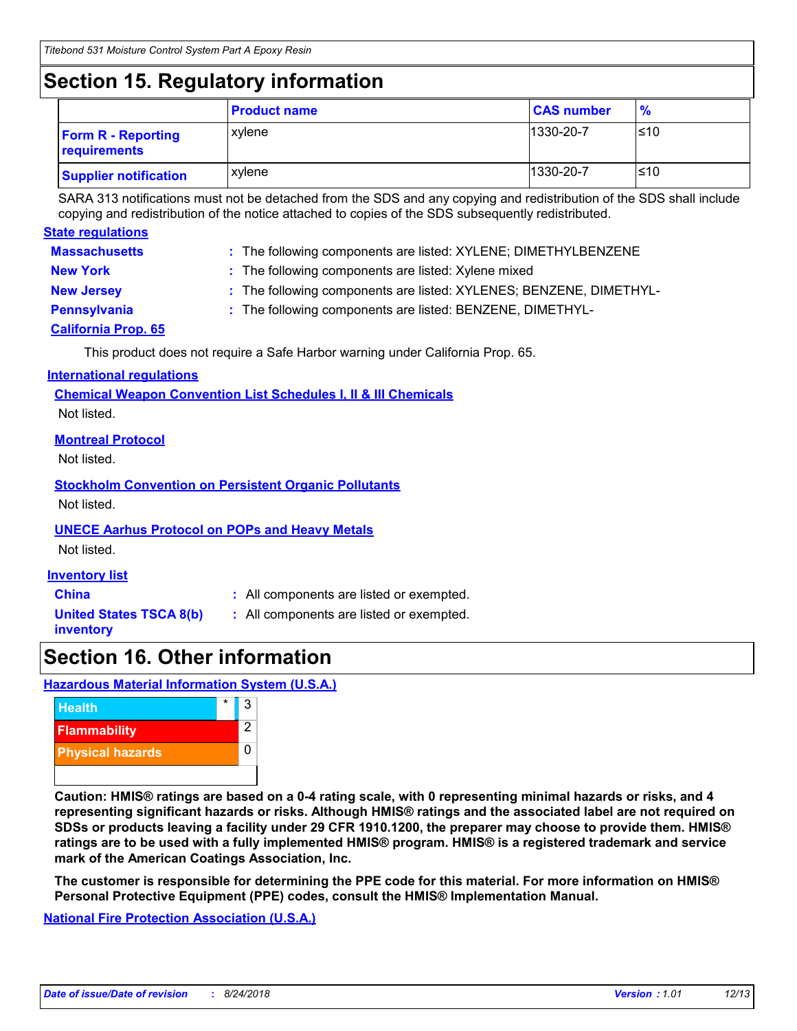## Section 15. Regulatory information

| | Product name | CAS number | % |
|---|---|---|---|
| **Form R - Reporting requirements** | xylene | 1330-20-7 | ≤10 |
| **Supplier notification** | xylene | 1330-20-7 | ≤10 |

SARA 313 notifications must not be detached from the SDS and any copying and redistribution of the SDS shall include copying and redistribution of the notice attached to copies of the SDS subsequently redistributed.

**State regulations**

**Massachusetts** : The following components are listed: XYLENE; DIMETHYLBENZENE

**New York** : The following components are listed: Xylene mixed

**New Jersey** : The following components are listed: XYLENES; BENZENE, DIMETHYL-

**Pennsylvania** : The following components are listed: BENZENE, DIMETHYL-

**California Prop. 65**

This product does not require a Safe Harbor warning under California Prop. 65.

**International regulations**

**Chemical Weapon Convention List Schedules I, II & III Chemicals**

Not listed.

**Montreal Protocol**

Not listed.

**Stockholm Convention on Persistent Organic Pollutants**

Not listed.

**UNECE Aarhus Protocol on POPs and Heavy Metals**

Not listed.

**Inventory list**

**China** : All components are listed or exempted.

**United States TSCA 8(b) inventory** : All components are listed or exempted.

## Section 16. Other information

**Hazardous Material Information System (U.S.A.)**

| | | |
|---|---|---|
| Health | * | 3 |
| Flammability | | 2 |
| Physical hazards | | 0 |

**Caution: HMIS® ratings are based on a 0-4 rating scale, with 0 representing minimal hazards or risks, and 4 representing significant hazards or risks. Although HMIS® ratings and the associated label are not required on SDSs or products leaving a facility under 29 CFR 1910.1200, the preparer may choose to provide them. HMIS® ratings are to be used with a fully implemented HMIS® program. HMIS® is a registered trademark and service mark of the American Coatings Association, Inc.**

**The customer is responsible for determining the PPE code for this material. For more information on HMIS® Personal Protective Equipment (PPE) codes, consult the HMIS® Implementation Manual.**

**National Fire Protection Association (U.S.A.)**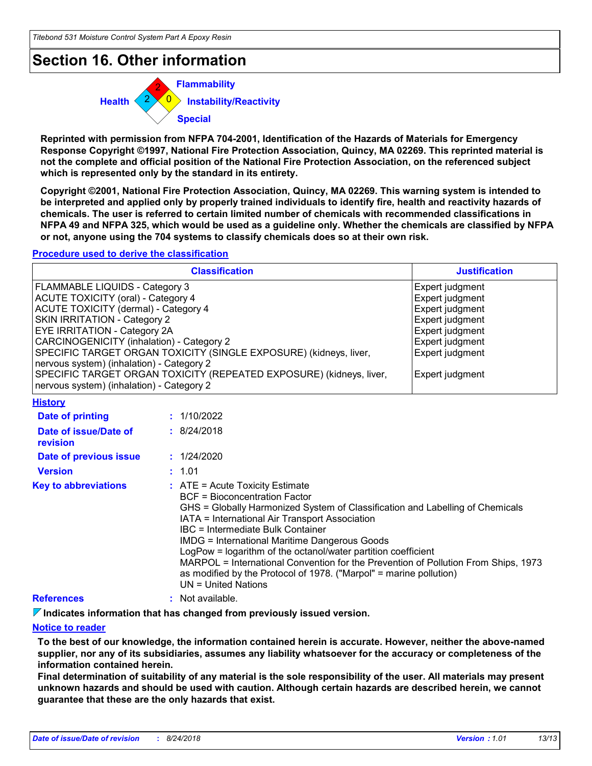# Section 16. Other information

Health: 2
Flammability: 2
Instability/Reactivity: 0
Special:

**Reprinted with permission from NFPA 704-2001, Identification of the Hazards of Materials for Emergency Response Copyright ©1997, National Fire Protection Association, Quincy, MA 02269. This reprinted material is not the complete and official position of the National Fire Protection Association, on the referenced subject which is represented only by the standard in its entirety.**

**Copyright ©2001, National Fire Protection Association, Quincy, MA 02269. This warning system is intended to be interpreted and applied only by properly trained individuals to identify fire, health and reactivity hazards of chemicals. The user is referred to certain limited number of chemicals with recommended classifications in NFPA 49 and NFPA 325, which would be used as a guideline only. Whether the chemicals are classified by NFPA or not, anyone using the 704 systems to classify chemicals does so at their own risk.**

## Procedure used to derive the classification

| Classification | Justification |
|---|---|
| FLAMMABLE LIQUIDS - Category 3 | Expert judgment |
| ACUTE TOXICITY (oral) - Category 4 | Expert judgment |
| ACUTE TOXICITY (dermal) - Category 4 | Expert judgment |
| SKIN IRRITATION - Category 2 | Expert judgment |
| EYE IRRITATION - Category 2A | Expert judgment |
| CARCINOGENICITY (inhalation) - Category 2 | Expert judgment |
| SPECIFIC TARGET ORGAN TOXICITY (SINGLE EXPOSURE) (kidneys, liver, nervous system) (inhalation) - Category 2 | Expert judgment |
| SPECIFIC TARGET ORGAN TOXICITY (REPEATED EXPOSURE) (kidneys, liver, nervous system) (inhalation) - Category 2 | Expert judgment |

## History

**Date of printing** : 1/10/2022

**Date of issue/Date of revision** : 8/24/2018

**Date of previous issue** : 1/24/2020

**Version** : 1.01

**Key to abbreviations** :
ATE = Acute Toxicity Estimate
BCF = Bioconcentration Factor
GHS = Globally Harmonized System of Classification and Labelling of Chemicals
IATA = International Air Transport Association
IBC = Intermediate Bulk Container
IMDG = International Maritime Dangerous Goods
LogPow = logarithm of the octanol/water partition coefficient
MARPOL = International Convention for the Prevention of Pollution From Ships, 1973 as modified by the Protocol of 1978. ("Marpol" = marine pollution)
UN = United Nations

**References** : Not available.

**Indicates information that has changed from previously issued version.**

## Notice to reader

**To the best of our knowledge, the information contained herein is accurate. However, neither the above-named supplier, nor any of its subsidiaries, assumes any liability whatsoever for the accuracy or completeness of the information contained herein.**

**Final determination of suitability of any material is the sole responsibility of the user. All materials may present unknown hazards and should be used with caution. Although certain hazards are described herein, we cannot guarantee that these are the only hazards that exist.**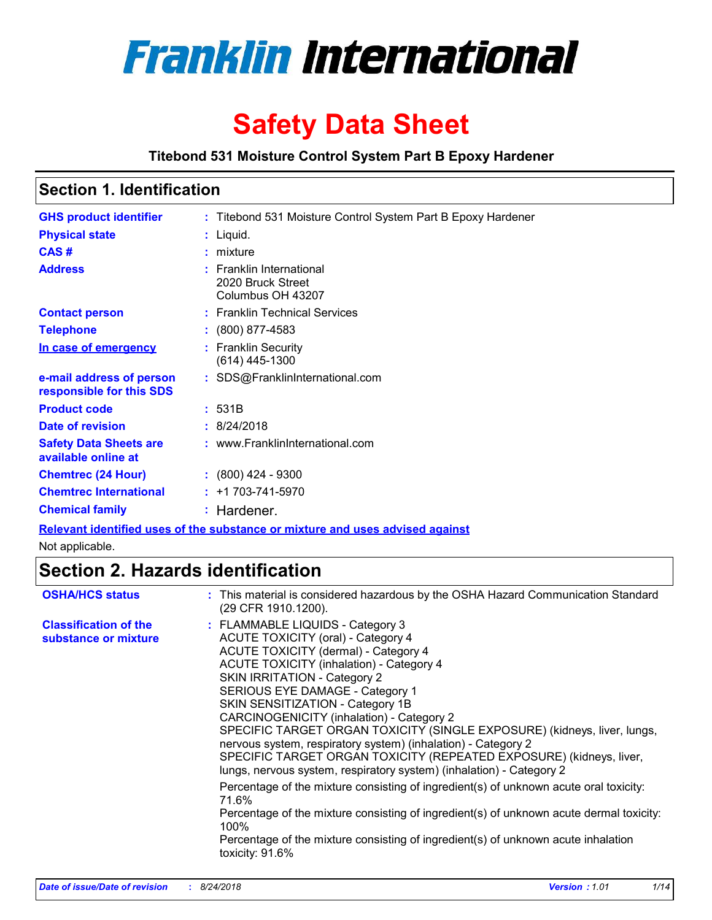# Franklin International

# Safety Data Sheet

**Titebond 531 Moisture Control System Part B Epoxy Hardener**

## Section 1. Identification

| | | |
|---|---|---|
| **GHS product identifier** | : | Titebond 531 Moisture Control System Part B Epoxy Hardener |
| **Physical state** | : | Liquid. |
| **CAS #** | : | mixture |
| **Address** | : | Franklin International<br>2020 Bruck Street<br>Columbus OH 43207 |
| **Contact person** | : | Franklin Technical Services |
| **Telephone** | : | (800) 877-4583 |
| **In case of emergency** | : | Franklin Security<br>(614) 445-1300 |
| **e-mail address of person responsible for this SDS** | : | SDS@FranklinInternational.com |
| **Product code** | : | 531B |
| **Date of revision** | : | 8/24/2018 |
| **Safety Data Sheets are available online at** | : | www.FranklinInternational.com |
| **Chemtrec (24 Hour)** | : | (800) 424 - 9300 |
| **Chemtrec International** | : | +1 703-741-5970 |
| **Chemical family** | : | Hardener. |

**Relevant identified uses of the substance or mixture and uses advised against**

Not applicable.

## Section 2. Hazards identification

| | | |
|---|---|---|
| **OSHA/HCS status** | : | This material is considered hazardous by the OSHA Hazard Communication Standard (29 CFR 1910.1200). |
| **Classification of the substance or mixture** | : | FLAMMABLE LIQUIDS - Category 3<br>ACUTE TOXICITY (oral) - Category 4<br>ACUTE TOXICITY (dermal) - Category 4<br>ACUTE TOXICITY (inhalation) - Category 4<br>SKIN IRRITATION - Category 2<br>SERIOUS EYE DAMAGE - Category 1<br>SKIN SENSITIZATION - Category 1B<br>CARCINOGENICITY (inhalation) - Category 2<br>SPECIFIC TARGET ORGAN TOXICITY (SINGLE EXPOSURE) (kidneys, liver, lungs, nervous system, respiratory system) (inhalation) - Category 2<br>SPECIFIC TARGET ORGAN TOXICITY (REPEATED EXPOSURE) (kidneys, liver, lungs, nervous system, respiratory system) (inhalation) - Category 2<br><br>Percentage of the mixture consisting of ingredient(s) of unknown acute oral toxicity: 71.6%<br>Percentage of the mixture consisting of ingredient(s) of unknown acute dermal toxicity: 100%<br>Percentage of the mixture consisting of ingredient(s) of unknown acute inhalation toxicity: 91.6% |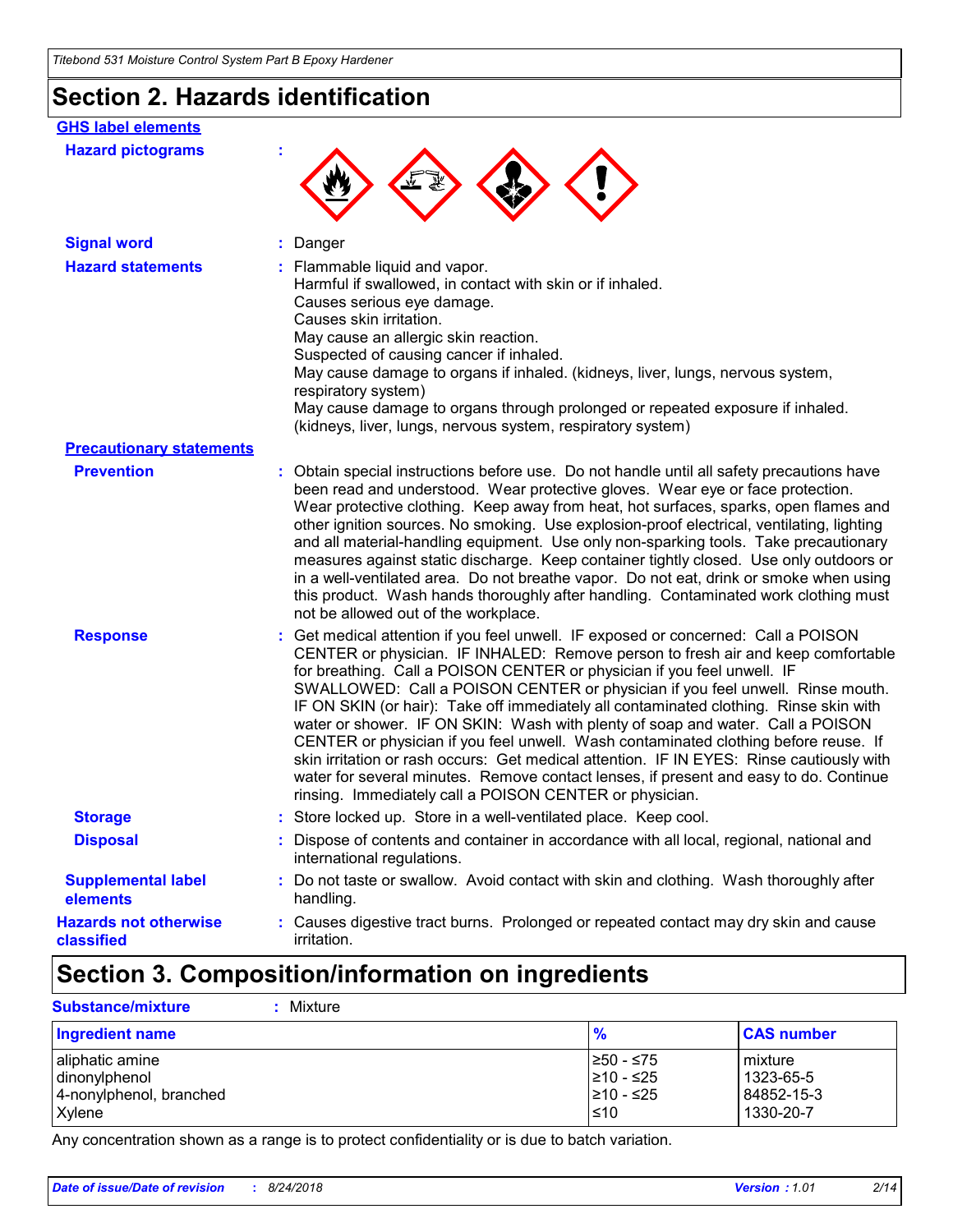## Section 2. Hazards identification

**GHS label elements**

**Hazard pictograms** :

**Signal word** : Danger

**Hazard statements** : Flammable liquid and vapor.
Harmful if swallowed, in contact with skin or if inhaled.
Causes serious eye damage.
Causes skin irritation.
May cause an allergic skin reaction.
Suspected of causing cancer if inhaled.
May cause damage to organs if inhaled. (kidneys, liver, lungs, nervous system, respiratory system)
May cause damage to organs through prolonged or repeated exposure if inhaled. (kidneys, liver, lungs, nervous system, respiratory system)

**Precautionary statements**

**Prevention** : Obtain special instructions before use. Do not handle until all safety precautions have been read and understood. Wear protective gloves. Wear eye or face protection. Wear protective clothing. Keep away from heat, hot surfaces, sparks, open flames and other ignition sources. No smoking. Use explosion-proof electrical, ventilating, lighting and all material-handling equipment. Use only non-sparking tools. Take precautionary measures against static discharge. Keep container tightly closed. Use only outdoors or in a well-ventilated area. Do not breathe vapor. Do not eat, drink or smoke when using this product. Wash hands thoroughly after handling. Contaminated work clothing must not be allowed out of the workplace.

**Response** : Get medical attention if you feel unwell. IF exposed or concerned: Call a POISON CENTER or physician. IF INHALED: Remove person to fresh air and keep comfortable for breathing. Call a POISON CENTER or physician if you feel unwell. IF SWALLOWED: Call a POISON CENTER or physician if you feel unwell. Rinse mouth. IF ON SKIN (or hair): Take off immediately all contaminated clothing. Rinse skin with water or shower. IF ON SKIN: Wash with plenty of soap and water. Call a POISON CENTER or physician if you feel unwell. Wash contaminated clothing before reuse. If skin irritation or rash occurs: Get medical attention. IF IN EYES: Rinse cautiously with water for several minutes. Remove contact lenses, if present and easy to do. Continue rinsing. Immediately call a POISON CENTER or physician.

**Storage** : Store locked up. Store in a well-ventilated place. Keep cool.

**Disposal** : Dispose of contents and container in accordance with all local, regional, national and international regulations.

**Supplemental label elements** : Do not taste or swallow. Avoid contact with skin and clothing. Wash thoroughly after handling.

**Hazards not otherwise classified** : Causes digestive tract burns. Prolonged or repeated contact may dry skin and cause irritation.

## Section 3. Composition/information on ingredients

**Substance/mixture** : Mixture

| Ingredient name | % | CAS number |
|---|---|---|
| aliphatic amine | ≥50 - ≤75 | mixture |
| dinonylphenol | ≥10 - ≤25 | 1323-65-5 |
| 4-nonylphenol, branched | ≥10 - ≤25 | 84852-15-3 |
| Xylene | ≤10 | 1330-20-7 |

Any concentration shown as a range is to protect confidentiality or is due to batch variation.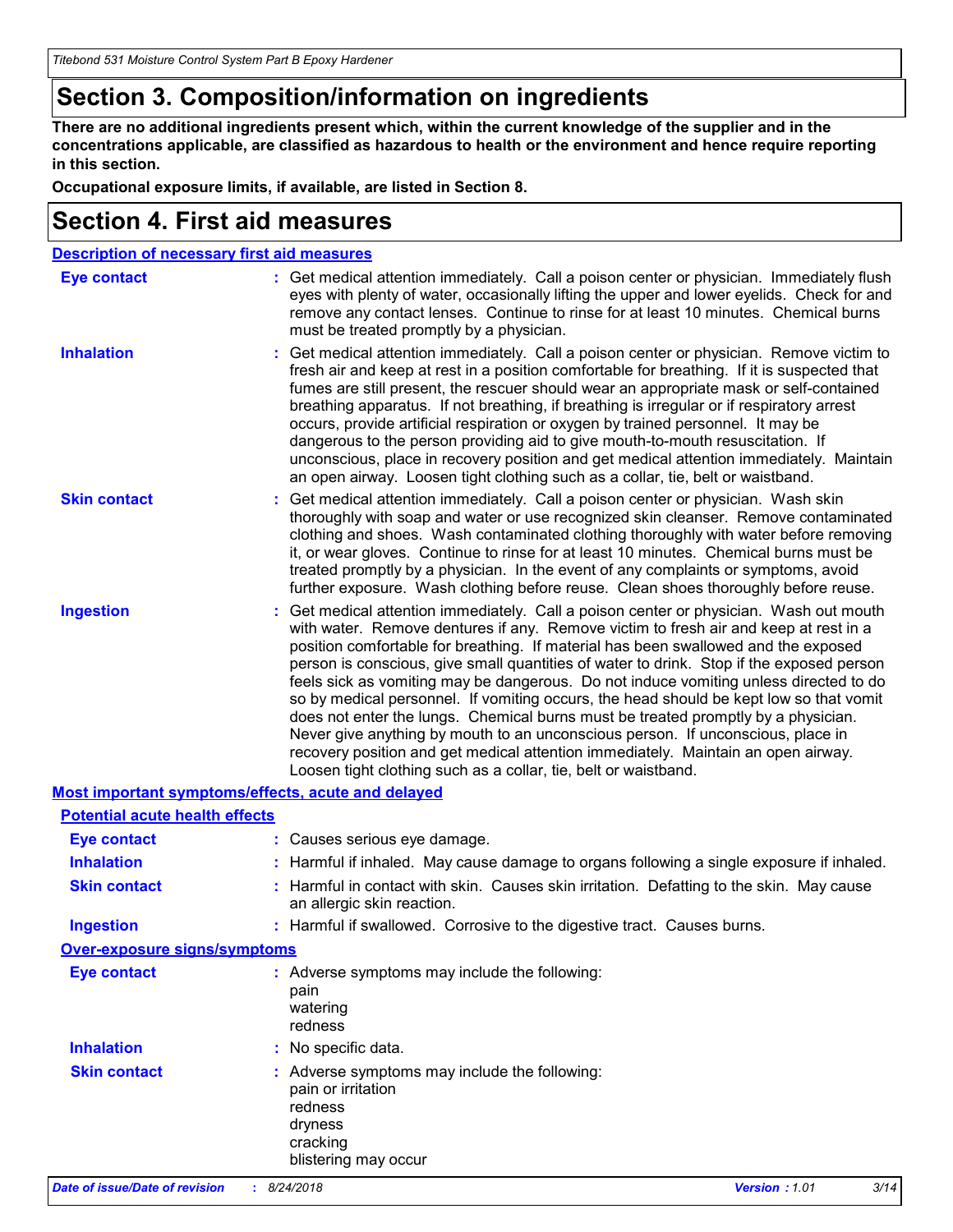# Section 3. Composition/information on ingredients

**There are no additional ingredients present which, within the current knowledge of the supplier and in the concentrations applicable, are classified as hazardous to health or the environment and hence require reporting in this section.**

**Occupational exposure limits, if available, are listed in Section 8.**

# Section 4. First aid measures

## Description of necessary first aid measures

**Eye contact** : Get medical attention immediately. Call a poison center or physician. Immediately flush eyes with plenty of water, occasionally lifting the upper and lower eyelids. Check for and remove any contact lenses. Continue to rinse for at least 10 minutes. Chemical burns must be treated promptly by a physician.

**Inhalation** : Get medical attention immediately. Call a poison center or physician. Remove victim to fresh air and keep at rest in a position comfortable for breathing. If it is suspected that fumes are still present, the rescuer should wear an appropriate mask or self-contained breathing apparatus. If not breathing, if breathing is irregular or if respiratory arrest occurs, provide artificial respiration or oxygen by trained personnel. It may be dangerous to the person providing aid to give mouth-to-mouth resuscitation. If unconscious, place in recovery position and get medical attention immediately. Maintain an open airway. Loosen tight clothing such as a collar, tie, belt or waistband.

**Skin contact** : Get medical attention immediately. Call a poison center or physician. Wash skin thoroughly with soap and water or use recognized skin cleanser. Remove contaminated clothing and shoes. Wash contaminated clothing thoroughly with water before removing it, or wear gloves. Continue to rinse for at least 10 minutes. Chemical burns must be treated promptly by a physician. In the event of any complaints or symptoms, avoid further exposure. Wash clothing before reuse. Clean shoes thoroughly before reuse.

**Ingestion** : Get medical attention immediately. Call a poison center or physician. Wash out mouth with water. Remove dentures if any. Remove victim to fresh air and keep at rest in a position comfortable for breathing. If material has been swallowed and the exposed person is conscious, give small quantities of water to drink. Stop if the exposed person feels sick as vomiting may be dangerous. Do not induce vomiting unless directed to do so by medical personnel. If vomiting occurs, the head should be kept low so that vomit does not enter the lungs. Chemical burns must be treated promptly by a physician. Never give anything by mouth to an unconscious person. If unconscious, place in recovery position and get medical attention immediately. Maintain an open airway. Loosen tight clothing such as a collar, tie, belt or waistband.

## Most important symptoms/effects, acute and delayed

### Potential acute health effects

**Eye contact** : Causes serious eye damage.

**Inhalation** : Harmful if inhaled. May cause damage to organs following a single exposure if inhaled.

**Skin contact** : Harmful in contact with skin. Causes skin irritation. Defatting to the skin. May cause an allergic skin reaction.

**Ingestion** : Harmful if swallowed. Corrosive to the digestive tract. Causes burns.

### Over-exposure signs/symptoms

**Eye contact** : Adverse symptoms may include the following:
pain
watering
redness

**Inhalation** : No specific data.

**Skin contact** : Adverse symptoms may include the following:
pain or irritation
redness
dryness
cracking
blistering may occur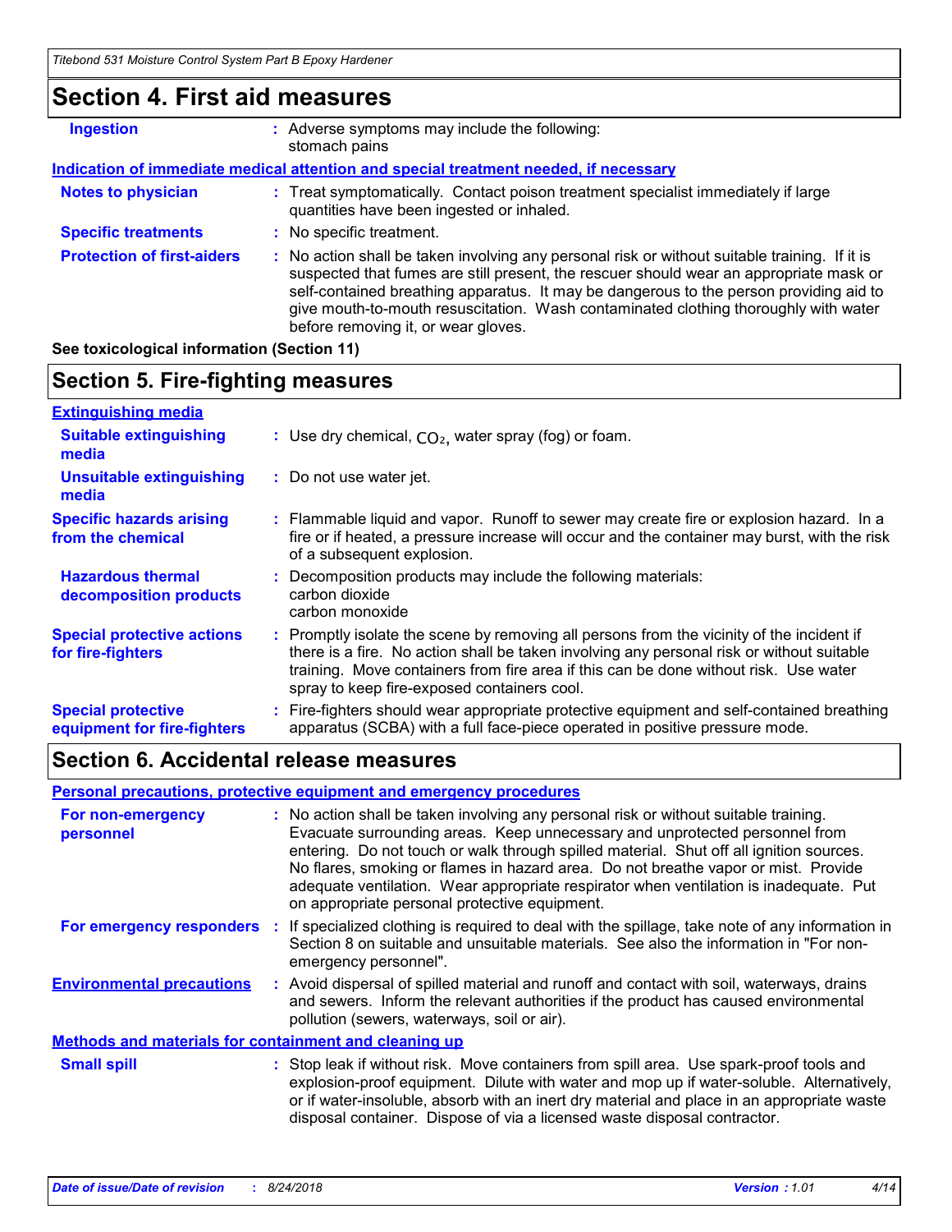## Section 4. First aid measures

**Ingestion** : Adverse symptoms may include the following:
stomach pains

**Indication of immediate medical attention and special treatment needed, if necessary**

**Notes to physician** : Treat symptomatically. Contact poison treatment specialist immediately if large quantities have been ingested or inhaled.

**Specific treatments** : No specific treatment.

**Protection of first-aiders** : No action shall be taken involving any personal risk or without suitable training. If it is suspected that fumes are still present, the rescuer should wear an appropriate mask or self-contained breathing apparatus. It may be dangerous to the person providing aid to give mouth-to-mouth resuscitation. Wash contaminated clothing thoroughly with water before removing it, or wear gloves.

**See toxicological information (Section 11)**

## Section 5. Fire-fighting measures

**Extinguishing media**

**Suitable extinguishing media** : Use dry chemical, $CO_2$, water spray (fog) or foam.

**Unsuitable extinguishing media** : Do not use water jet.

**Specific hazards arising from the chemical** : Flammable liquid and vapor. Runoff to sewer may create fire or explosion hazard. In a fire or if heated, a pressure increase will occur and the container may burst, with the risk of a subsequent explosion.

**Hazardous thermal decomposition products** : Decomposition products may include the following materials:
carbon dioxide
carbon monoxide

**Special protective actions for fire-fighters** : Promptly isolate the scene by removing all persons from the vicinity of the incident if there is a fire. No action shall be taken involving any personal risk or without suitable training. Move containers from fire area if this can be done without risk. Use water spray to keep fire-exposed containers cool.

**Special protective equipment for fire-fighters** : Fire-fighters should wear appropriate protective equipment and self-contained breathing apparatus (SCBA) with a full face-piece operated in positive pressure mode.

## Section 6. Accidental release measures

**Personal precautions, protective equipment and emergency procedures**

**For non-emergency personnel** : No action shall be taken involving any personal risk or without suitable training. Evacuate surrounding areas. Keep unnecessary and unprotected personnel from entering. Do not touch or walk through spilled material. Shut off all ignition sources. No flares, smoking or flames in hazard area. Do not breathe vapor or mist. Provide adequate ventilation. Wear appropriate respirator when ventilation is inadequate. Put on appropriate personal protective equipment.

**For emergency responders** : If specialized clothing is required to deal with the spillage, take note of any information in Section 8 on suitable and unsuitable materials. See also the information in "For non-emergency personnel".

**Environmental precautions** : Avoid dispersal of spilled material and runoff and contact with soil, waterways, drains and sewers. Inform the relevant authorities if the product has caused environmental pollution (sewers, waterways, soil or air).

**Methods and materials for containment and cleaning up**

**Small spill** : Stop leak if without risk. Move containers from spill area. Use spark-proof tools and explosion-proof equipment. Dilute with water and mop up if water-soluble. Alternatively, or if water-insoluble, absorb with an inert dry material and place in an appropriate waste disposal container. Dispose of via a licensed waste disposal contractor.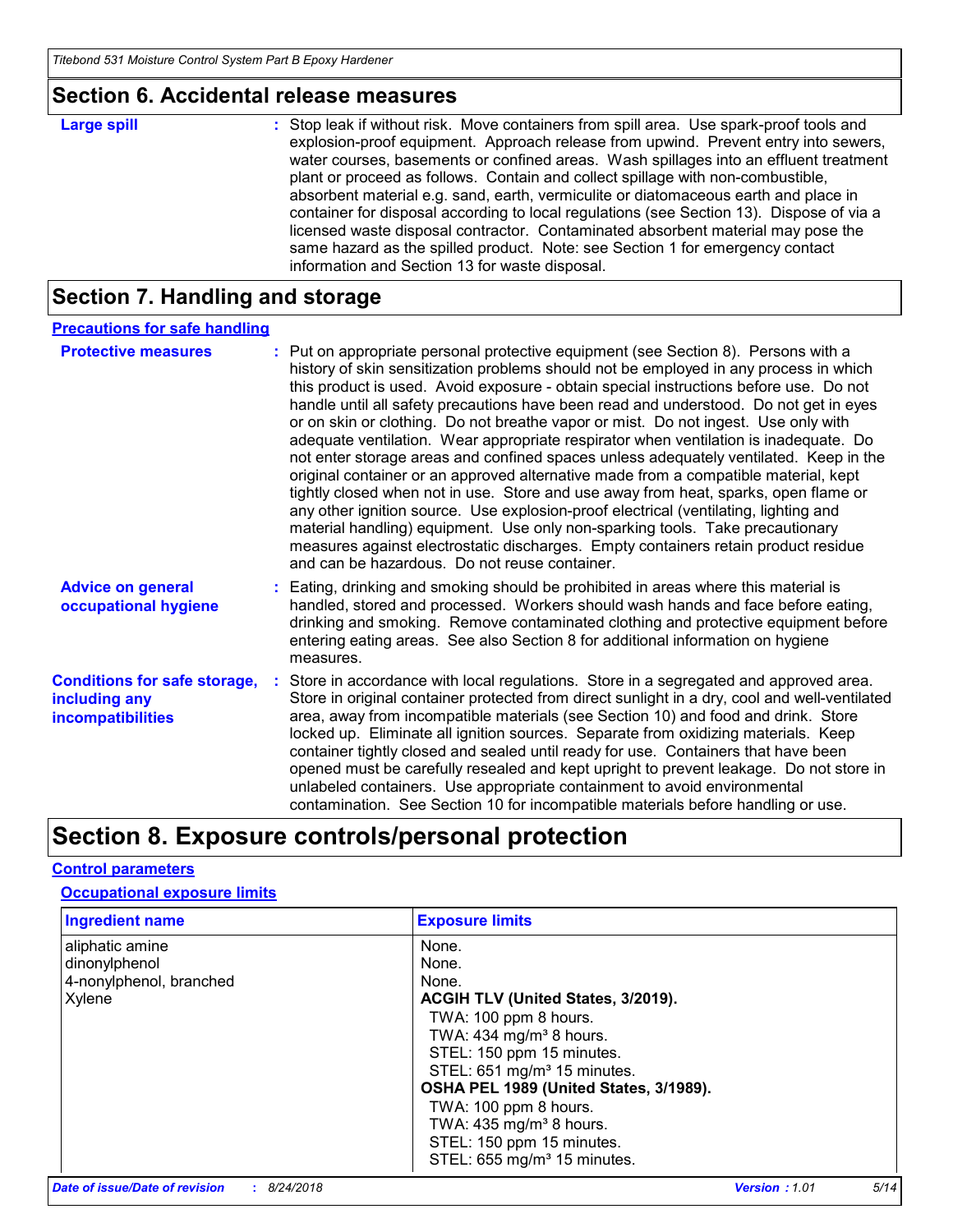## Section 6. Accidental release measures

**Large spill** : Stop leak if without risk. Move containers from spill area. Use spark-proof tools and explosion-proof equipment. Approach release from upwind. Prevent entry into sewers, water courses, basements or confined areas. Wash spillages into an effluent treatment plant or proceed as follows. Contain and collect spillage with non-combustible, absorbent material e.g. sand, earth, vermiculite or diatomaceous earth and place in container for disposal according to local regulations (see Section 13). Dispose of via a licensed waste disposal contractor. Contaminated absorbent material may pose the same hazard as the spilled product. Note: see Section 1 for emergency contact information and Section 13 for waste disposal.

## Section 7. Handling and storage

### Precautions for safe handling

**Protective measures** : Put on appropriate personal protective equipment (see Section 8). Persons with a history of skin sensitization problems should not be employed in any process in which this product is used. Avoid exposure - obtain special instructions before use. Do not handle until all safety precautions have been read and understood. Do not get in eyes or on skin or clothing. Do not breathe vapor or mist. Do not ingest. Use only with adequate ventilation. Wear appropriate respirator when ventilation is inadequate. Do not enter storage areas and confined spaces unless adequately ventilated. Keep in the original container or an approved alternative made from a compatible material, kept tightly closed when not in use. Store and use away from heat, sparks, open flame or any other ignition source. Use explosion-proof electrical (ventilating, lighting and material handling) equipment. Use only non-sparking tools. Take precautionary measures against electrostatic discharges. Empty containers retain product residue and can be hazardous. Do not reuse container.

**Advice on general occupational hygiene** : Eating, drinking and smoking should be prohibited in areas where this material is handled, stored and processed. Workers should wash hands and face before eating, drinking and smoking. Remove contaminated clothing and protective equipment before entering eating areas. See also Section 8 for additional information on hygiene measures.

**Conditions for safe storage, including any incompatibilities** : Store in accordance with local regulations. Store in a segregated and approved area. Store in original container protected from direct sunlight in a dry, cool and well-ventilated area, away from incompatible materials (see Section 10) and food and drink. Store locked up. Eliminate all ignition sources. Separate from oxidizing materials. Keep container tightly closed and sealed until ready for use. Containers that have been opened must be carefully resealed and kept upright to prevent leakage. Do not store in unlabeled containers. Use appropriate containment to avoid environmental contamination. See Section 10 for incompatible materials before handling or use.

## Section 8. Exposure controls/personal protection

### Control parameters

#### Occupational exposure limits

| Ingredient name | Exposure limits |
|---|---|
| aliphatic amine | None. |
| dinonylphenol | None. |
| 4-nonylphenol, branched | None. |
| Xylene | **ACGIH TLV (United States, 3/2019).**<br>TWA: 100 ppm 8 hours.<br>TWA: 434 mg/m³ 8 hours.<br>STEL: 150 ppm 15 minutes.<br>STEL: 651 mg/m³ 15 minutes.<br>**OSHA PEL 1989 (United States, 3/1989).**<br>TWA: 100 ppm 8 hours.<br>TWA: 435 mg/m³ 8 hours.<br>STEL: 150 ppm 15 minutes.<br>STEL: 655 mg/m³ 15 minutes. |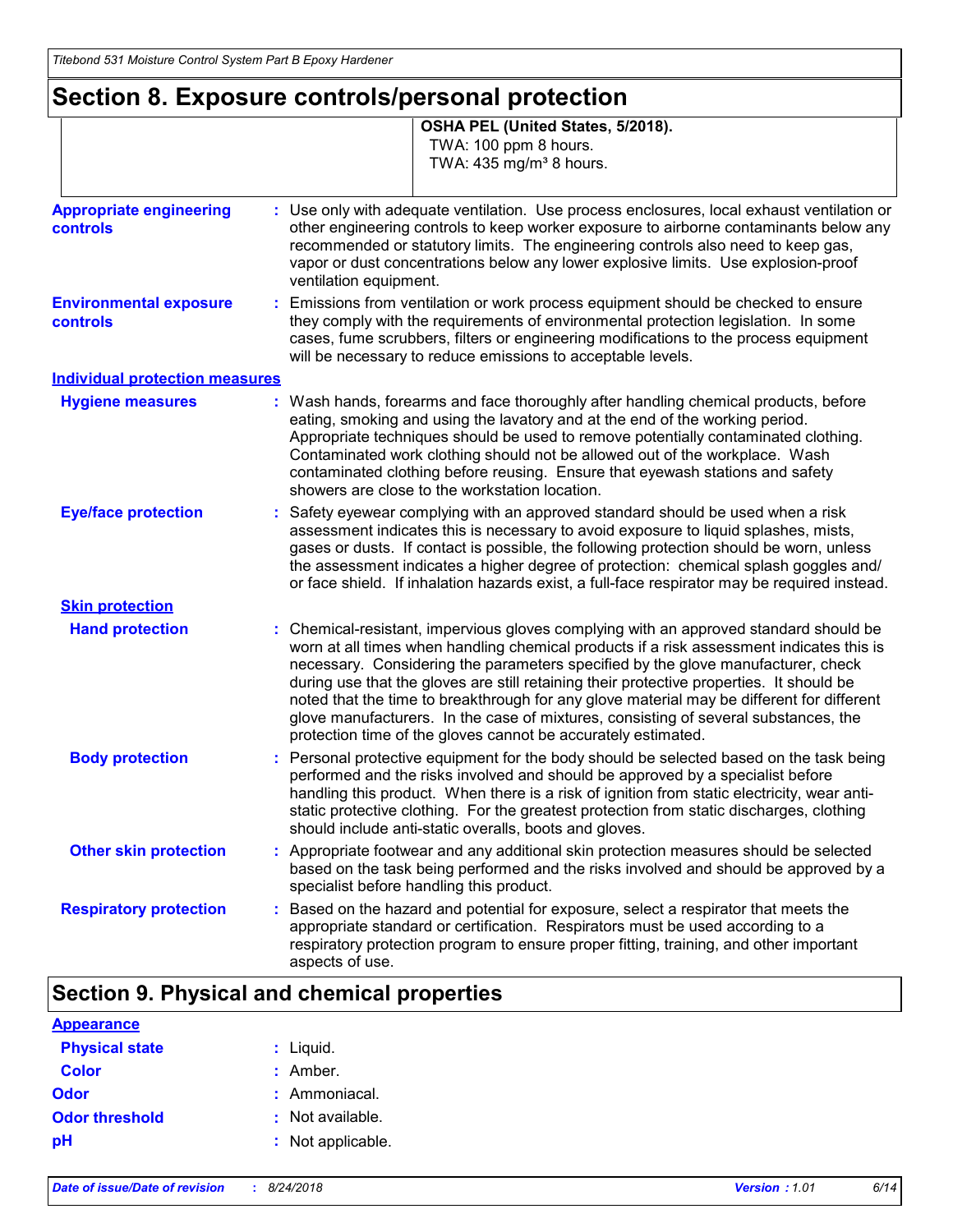# Section 8. Exposure controls/personal protection

| | OSHA PEL (United States, 5/2018). |
|---|---|
| | TWA: 100 ppm 8 hours.<br>TWA: 435 mg/m³ 8 hours. |

**Appropriate engineering controls** : Use only with adequate ventilation. Use process enclosures, local exhaust ventilation or other engineering controls to keep worker exposure to airborne contaminants below any recommended or statutory limits. The engineering controls also need to keep gas, vapor or dust concentrations below any lower explosive limits. Use explosion-proof ventilation equipment.

**Environmental exposure controls** : Emissions from ventilation or work process equipment should be checked to ensure they comply with the requirements of environmental protection legislation. In some cases, fume scrubbers, filters or engineering modifications to the process equipment will be necessary to reduce emissions to acceptable levels.

## Individual protection measures

**Hygiene measures** : Wash hands, forearms and face thoroughly after handling chemical products, before eating, smoking and using the lavatory and at the end of the working period. Appropriate techniques should be used to remove potentially contaminated clothing. Contaminated work clothing should not be allowed out of the workplace. Wash contaminated clothing before reusing. Ensure that eyewash stations and safety showers are close to the workstation location.

**Eye/face protection** : Safety eyewear complying with an approved standard should be used when a risk assessment indicates this is necessary to avoid exposure to liquid splashes, mists, gases or dusts. If contact is possible, the following protection should be worn, unless the assessment indicates a higher degree of protection: chemical splash goggles and/or face shield. If inhalation hazards exist, a full-face respirator may be required instead.

### Skin protection

**Hand protection** : Chemical-resistant, impervious gloves complying with an approved standard should be worn at all times when handling chemical products if a risk assessment indicates this is necessary. Considering the parameters specified by the glove manufacturer, check during use that the gloves are still retaining their protective properties. It should be noted that the time to breakthrough for any glove material may be different for different glove manufacturers. In the case of mixtures, consisting of several substances, the protection time of the gloves cannot be accurately estimated.

**Body protection** : Personal protective equipment for the body should be selected based on the task being performed and the risks involved and should be approved by a specialist before handling this product. When there is a risk of ignition from static electricity, wear anti-static protective clothing. For the greatest protection from static discharges, clothing should include anti-static overalls, boots and gloves.

**Other skin protection** : Appropriate footwear and any additional skin protection measures should be selected based on the task being performed and the risks involved and should be approved by a specialist before handling this product.

**Respiratory protection** : Based on the hazard and potential for exposure, select a respirator that meets the appropriate standard or certification. Respirators must be used according to a respiratory protection program to ensure proper fitting, training, and other important aspects of use.

# Section 9. Physical and chemical properties

## Appearance

**Physical state** : Liquid.

**Color** : Amber.

**Odor** : Ammoniacal.

**Odor threshold** : Not available.

**pH** : Not applicable.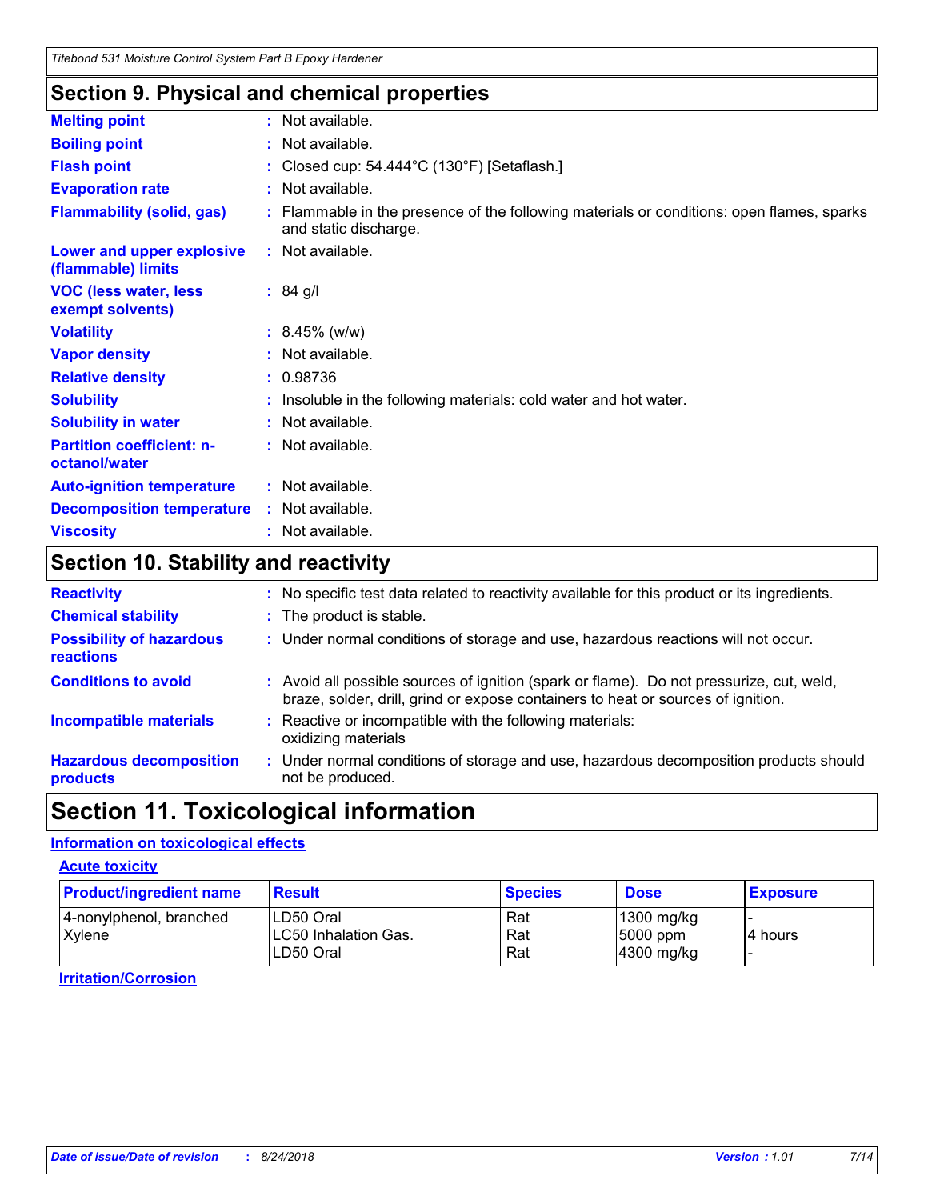## Section 9. Physical and chemical properties

| | |
|---|---|
| **Melting point** | : Not available. |
| **Boiling point** | : Not available. |
| **Flash point** | : Closed cup: 54.444°C (130°F) [Setaflash.] |
| **Evaporation rate** | : Not available. |
| **Flammability (solid, gas)** | : Flammable in the presence of the following materials or conditions: open flames, sparks and static discharge. |
| **Lower and upper explosive (flammable) limits** | : Not available. |
| **VOC (less water, less exempt solvents)** | : 84 g/l |
| **Volatility** | : 8.45% (w/w) |
| **Vapor density** | : Not available. |
| **Relative density** | : 0.98736 |
| **Solubility** | : Insoluble in the following materials: cold water and hot water. |
| **Solubility in water** | : Not available. |
| **Partition coefficient: n-octanol/water** | : Not available. |
| **Auto-ignition temperature** | : Not available. |
| **Decomposition temperature** | : Not available. |
| **Viscosity** | : Not available. |

## Section 10. Stability and reactivity

| | |
|---|---|
| **Reactivity** | : No specific test data related to reactivity available for this product or its ingredients. |
| **Chemical stability** | : The product is stable. |
| **Possibility of hazardous reactions** | : Under normal conditions of storage and use, hazardous reactions will not occur. |
| **Conditions to avoid** | : Avoid all possible sources of ignition (spark or flame). Do not pressurize, cut, weld, braze, solder, drill, grind or expose containers to heat or sources of ignition. |
| **Incompatible materials** | : Reactive or incompatible with the following materials: oxidizing materials |
| **Hazardous decomposition products** | : Under normal conditions of storage and use, hazardous decomposition products should not be produced. |

## Section 11. Toxicological information

### Information on toxicological effects

#### Acute toxicity

| Product/ingredient name | Result | Species | Dose | Exposure |
|---|---|---|---|---|
| 4-nonylphenol, branched | LD50 Oral | Rat | 1300 mg/kg | - |
| Xylene | LC50 Inhalation Gas. | Rat | 5000 ppm | 4 hours |
| | LD50 Oral | Rat | 4300 mg/kg | - |

#### Irritation/Corrosion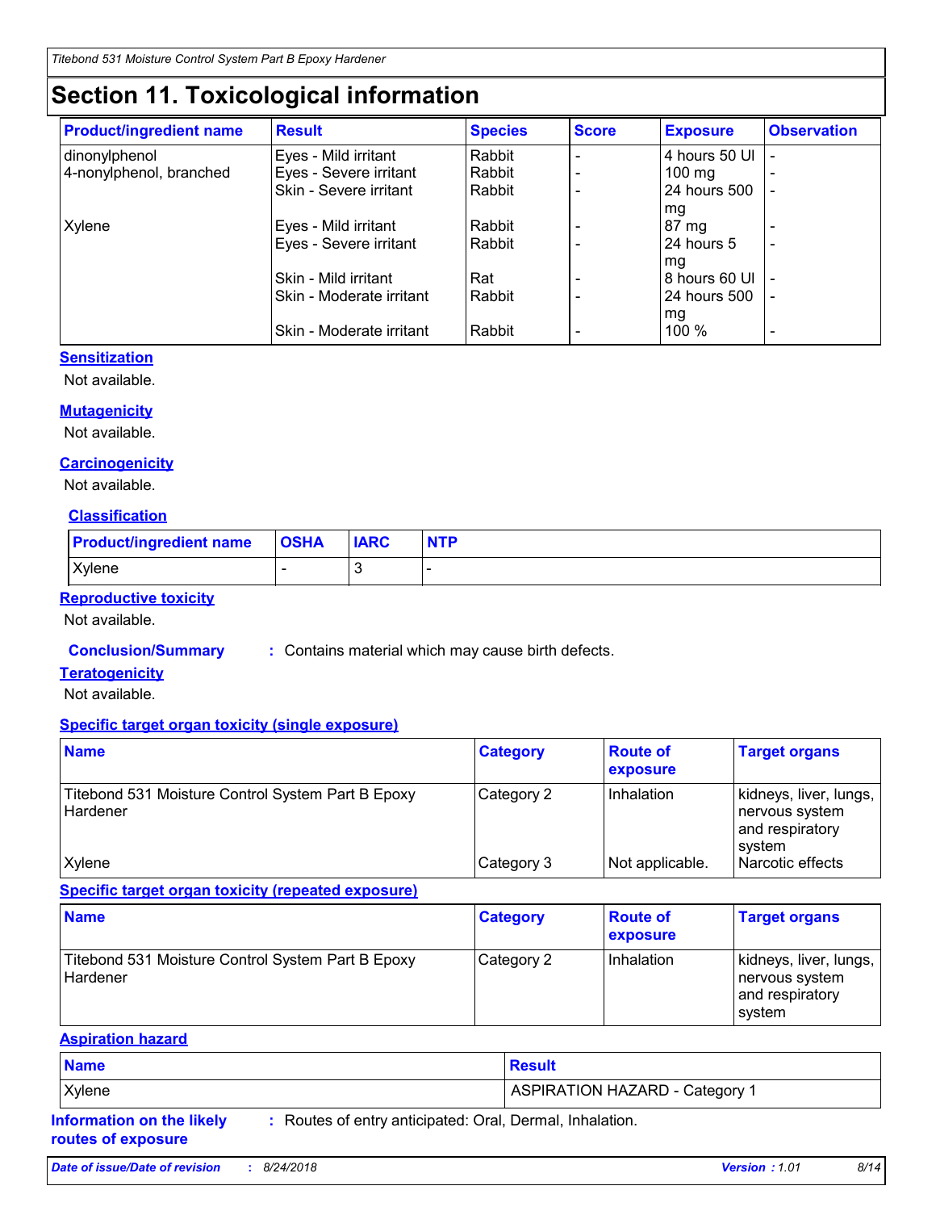# Section 11. Toxicological information

| Product/ingredient name | Result | Species | Score | Exposure | Observation |
|---|---|---|---|---|---|
| dinonylphenol | Eyes - Mild irritant | Rabbit | - | 4 hours 50 Ul | - |
| 4-nonylphenol, branched | Eyes - Severe irritant | Rabbit | - | 100 mg | - |
| | Skin - Severe irritant | Rabbit | - | 24 hours 500 mg | - |
| Xylene | Eyes - Mild irritant | Rabbit | - | 87 mg | - |
| | Eyes - Severe irritant | Rabbit | - | 24 hours 5 mg | - |
| | Skin - Mild irritant | Rat | - | 8 hours 60 Ul | - |
| | Skin - Moderate irritant | Rabbit | - | 24 hours 500 mg | - |
| | Skin - Moderate irritant | Rabbit | - | 100 % | - |

### Sensitization

Not available.

### Mutagenicity

Not available.

### Carcinogenicity

Not available.

### Classification

| Product/ingredient name | OSHA | IARC | NTP |
|---|---|---|---|
| Xylene | - | 3 | - |

### Reproductive toxicity

Not available.

**Conclusion/Summary** : Contains material which may cause birth defects.

### Teratogenicity

Not available.

### Specific target organ toxicity (single exposure)

| Name | Category | Route of exposure | Target organs |
|---|---|---|---|
| Titebond 531 Moisture Control System Part B Epoxy Hardener | Category 2 | Inhalation | kidneys, liver, lungs, nervous system and respiratory system |
| Xylene | Category 3 | Not applicable. | Narcotic effects |

### Specific target organ toxicity (repeated exposure)

| Name | Category | Route of exposure | Target organs |
|---|---|---|---|
| Titebond 531 Moisture Control System Part B Epoxy Hardener | Category 2 | Inhalation | kidneys, liver, lungs, nervous system and respiratory system |

### Aspiration hazard

| Name | Result |
|---|---|
| Xylene | ASPIRATION HAZARD - Category 1 |

**Information on the likely routes of exposure** : Routes of entry anticipated: Oral, Dermal, Inhalation.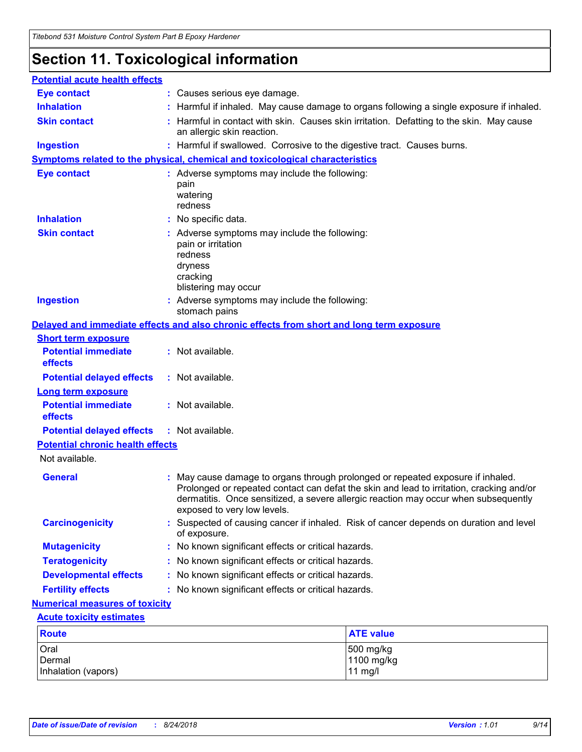# Section 11. Toxicological information

**Potential acute health effects**

**Eye contact** : Causes serious eye damage.

**Inhalation** : Harmful if inhaled. May cause damage to organs following a single exposure if inhaled.

**Skin contact** : Harmful in contact with skin. Causes skin irritation. Defatting to the skin. May cause an allergic skin reaction.

**Ingestion** : Harmful if swallowed. Corrosive to the digestive tract. Causes burns.

**Symptoms related to the physical, chemical and toxicological characteristics**

**Eye contact** : Adverse symptoms may include the following:
pain
watering
redness

**Inhalation** : No specific data.

**Skin contact** : Adverse symptoms may include the following:
pain or irritation
redness
dryness
cracking
blistering may occur

**Ingestion** : Adverse symptoms may include the following:
stomach pains

**Delayed and immediate effects and also chronic effects from short and long term exposure**

**Short term exposure**

**Potential immediate effects** : Not available.

**Potential delayed effects** : Not available.

**Long term exposure**

**Potential immediate effects** : Not available.

**Potential delayed effects** : Not available.

**Potential chronic health effects**

Not available.

**General** : May cause damage to organs through prolonged or repeated exposure if inhaled. Prolonged or repeated contact can defat the skin and lead to irritation, cracking and/or dermatitis. Once sensitized, a severe allergic reaction may occur when subsequently exposed to very low levels.

**Carcinogenicity** : Suspected of causing cancer if inhaled. Risk of cancer depends on duration and level of exposure.

**Mutagenicity** : No known significant effects or critical hazards.

**Teratogenicity** : No known significant effects or critical hazards.

**Developmental effects** : No known significant effects or critical hazards.

**Fertility effects** : No known significant effects or critical hazards.

**Numerical measures of toxicity**

**Acute toxicity estimates**

| Route | ATE value |
|---|---|
| Oral | 500 mg/kg |
| Dermal | 1100 mg/kg |
| Inhalation (vapors) | 11 mg/l |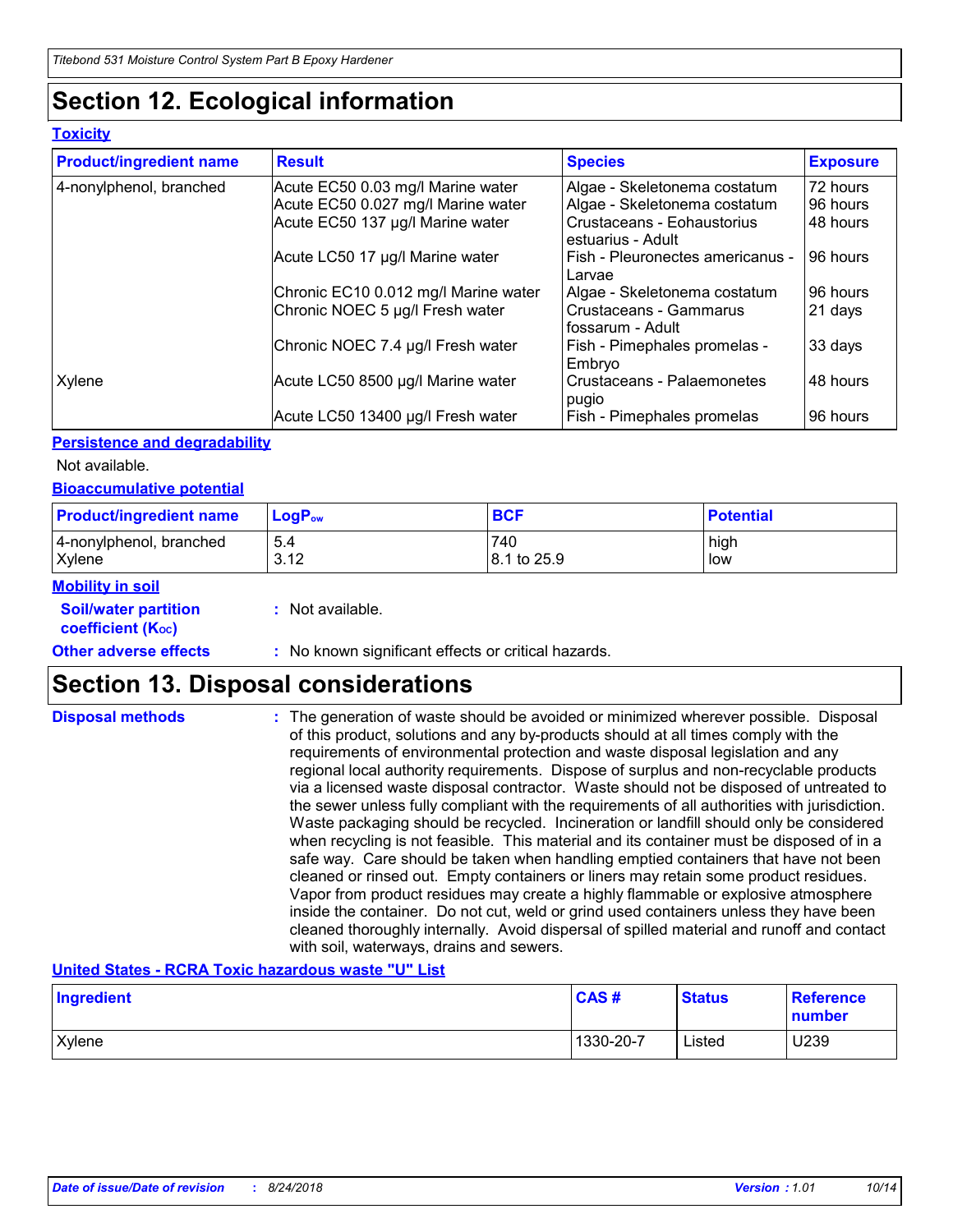# Section 12. Ecological information

**Toxicity**

| Product/ingredient name | Result | Species | Exposure |
|---|---|---|---|
| 4-nonylphenol, branched | Acute EC50 0.03 mg/l Marine water | Algae - Skeletonema costatum | 72 hours |
| | Acute EC50 0.027 mg/l Marine water | Algae - Skeletonema costatum | 96 hours |
| | Acute EC50 137 µg/l Marine water | Crustaceans - Eohaustorius estuarius - Adult | 48 hours |
| | Acute LC50 17 µg/l Marine water | Fish - Pleuronectes americanus - Larvae | 96 hours |
| | Chronic EC10 0.012 mg/l Marine water | Algae - Skeletonema costatum | 96 hours |
| | Chronic NOEC 5 µg/l Fresh water | Crustaceans - Gammarus fossarum - Adult | 21 days |
| | Chronic NOEC 7.4 µg/l Fresh water | Fish - Pimephales promelas - Embryo | 33 days |
| Xylene | Acute LC50 8500 µg/l Marine water | Crustaceans - Palaemonetes pugio | 48 hours |
| | Acute LC50 13400 µg/l Fresh water | Fish - Pimephales promelas | 96 hours |

**Persistence and degradability**

Not available.

**Bioaccumulative potential**

| Product/ingredient name | $LogP_{ow}$ | BCF | Potential |
|---|---|---|---|
| 4-nonylphenol, branched | 5.4 | 740 | high |
| Xylene | 3.12 | 8.1 to 25.9 | low |

**Mobility in soil**

**Soil/water partition coefficient ($K_{OC}$)** : Not available.

**Other adverse effects** : No known significant effects or critical hazards.

# Section 13. Disposal considerations

**Disposal methods** : The generation of waste should be avoided or minimized wherever possible. Disposal of this product, solutions and any by-products should at all times comply with the requirements of environmental protection and waste disposal legislation and any regional local authority requirements. Dispose of surplus and non-recyclable products via a licensed waste disposal contractor. Waste should not be disposed of untreated to the sewer unless fully compliant with the requirements of all authorities with jurisdiction. Waste packaging should be recycled. Incineration or landfill should only be considered when recycling is not feasible. This material and its container must be disposed of in a safe way. Care should be taken when handling emptied containers that have not been cleaned or rinsed out. Empty containers or liners may retain some product residues. Vapor from product residues may create a highly flammable or explosive atmosphere inside the container. Do not cut, weld or grind used containers unless they have been cleaned thoroughly internally. Avoid dispersal of spilled material and runoff and contact with soil, waterways, drains and sewers.

**United States - RCRA Toxic hazardous waste "U" List**

| Ingredient | CAS # | Status | Reference number |
|---|---|---|---|
| Xylene | 1330-20-7 | Listed | U239 |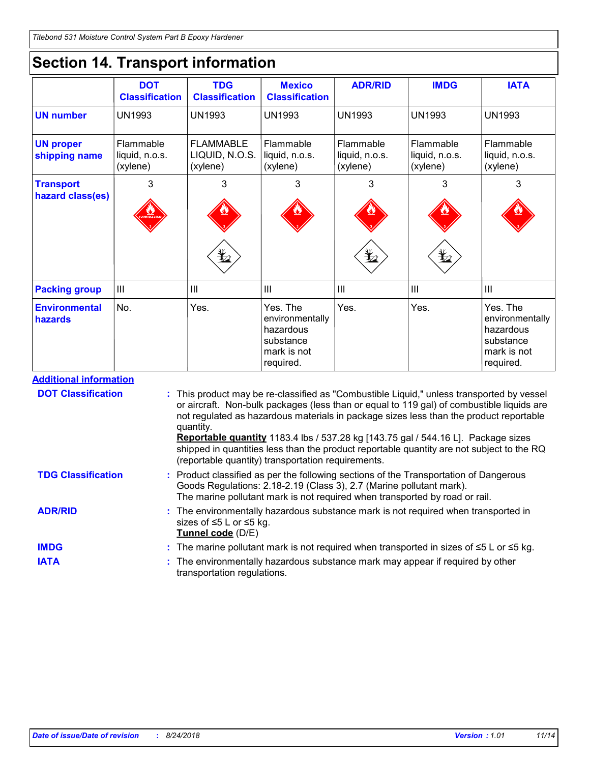# Section 14. Transport information

| | DOT Classification | TDG Classification | Mexico Classification | ADR/RID | IMDG | IATA |
|---|---|---|---|---|---|---|
| **UN number** | UN1993 | UN1993 | UN1993 | UN1993 | UN1993 | UN1993 |
| **UN proper shipping name** | Flammable liquid, n.o.s. (xylene) | FLAMMABLE LIQUID, N.O.S. (xylene) | Flammable liquid, n.o.s. (xylene) | Flammable liquid, n.o.s. (xylene) | Flammable liquid, n.o.s. (xylene) | Flammable liquid, n.o.s. (xylene) |
| **Transport hazard class(es)** | 3 | 3 | 3 | 3 | 3 | 3 |
| **Packing group** | III | III | III | III | III | III |
| **Environmental hazards** | No. | Yes. | Yes. The environmentally hazardous substance mark is not required. | Yes. | Yes. | Yes. The environmentally hazardous substance mark is not required. |

**Additional information**

**DOT Classification** : This product may be re-classified as "Combustible Liquid," unless transported by vessel or aircraft. Non-bulk packages (less than or equal to 119 gal) of combustible liquids are not regulated as hazardous materials in package sizes less than the product reportable quantity.
**Reportable quantity** 1183.4 lbs / 537.28 kg [143.75 gal / 544.16 L]. Package sizes shipped in quantities less than the product reportable quantity are not subject to the RQ (reportable quantity) transportation requirements.

**TDG Classification** : Product classified as per the following sections of the Transportation of Dangerous Goods Regulations: 2.18-2.19 (Class 3), 2.7 (Marine pollutant mark).
The marine pollutant mark is not required when transported by road or rail.

**ADR/RID** : The environmentally hazardous substance mark is not required when transported in sizes of ≤5 L or ≤5 kg.
**Tunnel code** (D/E)

**IMDG** : The marine pollutant mark is not required when transported in sizes of ≤5 L or ≤5 kg.

**IATA** : The environmentally hazardous substance mark may appear if required by other transportation regulations.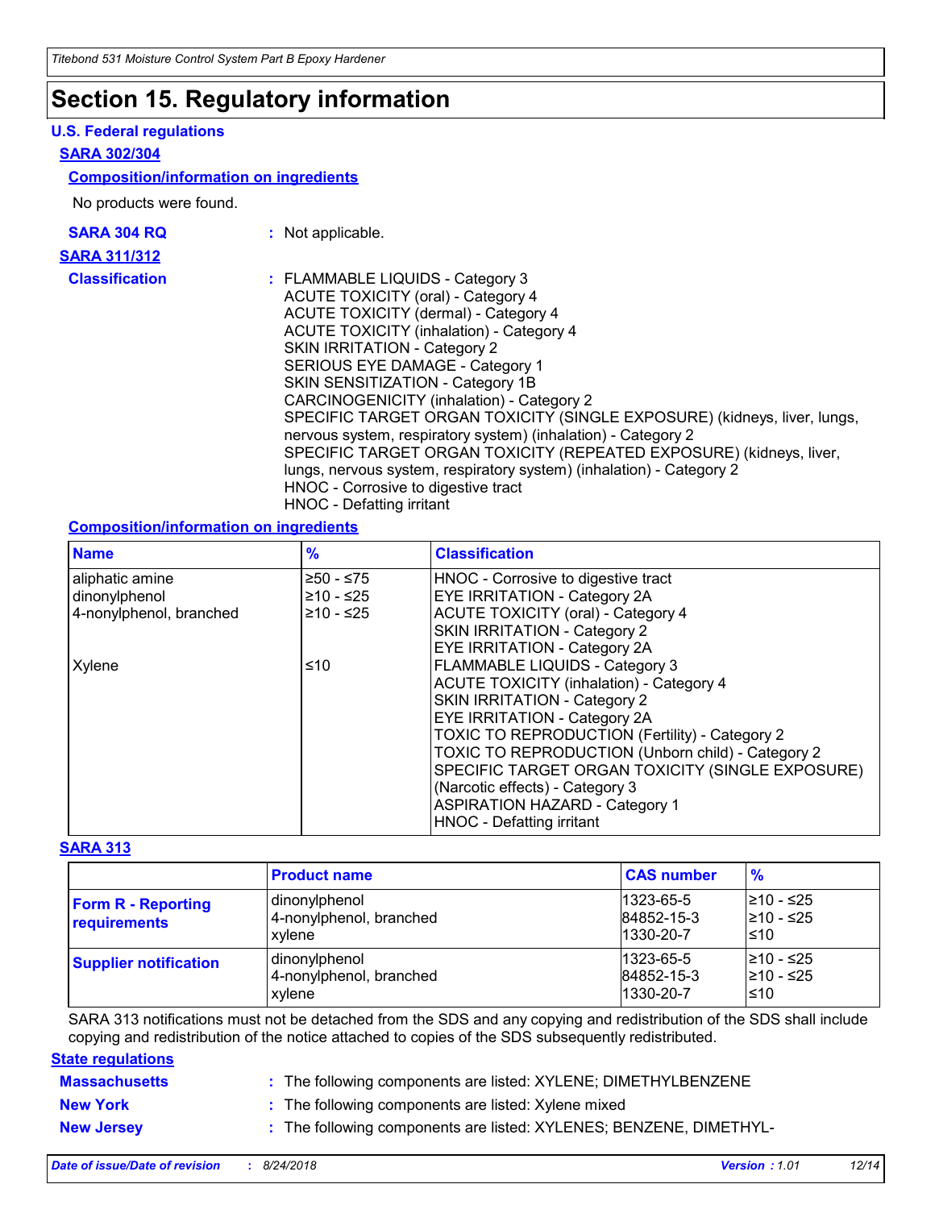# Section 15. Regulatory information

## U.S. Federal regulations

### SARA 302/304

#### Composition/information on ingredients

No products were found.

**SARA 304 RQ** : Not applicable.

### SARA 311/312

**Classification** : FLAMMABLE LIQUIDS - Category 3
ACUTE TOXICITY (oral) - Category 4
ACUTE TOXICITY (dermal) - Category 4
ACUTE TOXICITY (inhalation) - Category 4
SKIN IRRITATION - Category 2
SERIOUS EYE DAMAGE - Category 1
SKIN SENSITIZATION - Category 1B
CARCINOGENICITY (inhalation) - Category 2
SPECIFIC TARGET ORGAN TOXICITY (SINGLE EXPOSURE) (kidneys, liver, lungs, nervous system, respiratory system) (inhalation) - Category 2
SPECIFIC TARGET ORGAN TOXICITY (REPEATED EXPOSURE) (kidneys, liver, lungs, nervous system, respiratory system) (inhalation) - Category 2
HNOC - Corrosive to digestive tract
HNOC - Defatting irritant

#### Composition/information on ingredients

| Name | % | Classification |
|---|---|---|
| aliphatic amine | ≥50 - ≤75 | HNOC - Corrosive to digestive tract |
| dinonylphenol | ≥10 - ≤25 | EYE IRRITATION - Category 2A |
| 4-nonylphenol, branched | ≥10 - ≤25 | ACUTE TOXICITY (oral) - Category 4<br>SKIN IRRITATION - Category 2<br>EYE IRRITATION - Category 2A |
| Xylene | ≤10 | FLAMMABLE LIQUIDS - Category 3<br>ACUTE TOXICITY (inhalation) - Category 4<br>SKIN IRRITATION - Category 2<br>EYE IRRITATION - Category 2A<br>TOXIC TO REPRODUCTION (Fertility) - Category 2<br>TOXIC TO REPRODUCTION (Unborn child) - Category 2<br>SPECIFIC TARGET ORGAN TOXICITY (SINGLE EXPOSURE) (Narcotic effects) - Category 3<br>ASPIRATION HAZARD - Category 1<br>HNOC - Defatting irritant |

### SARA 313

| | Product name | CAS number | % |
|---|---|---|---|
| **Form R - Reporting requirements** | dinonylphenol<br>4-nonylphenol, branched<br>xylene | 1323-65-5<br>84852-15-3<br>1330-20-7 | ≥10 - ≤25<br>≥10 - ≤25<br>≤10 |
| **Supplier notification** | dinonylphenol<br>4-nonylphenol, branched<br>xylene | 1323-65-5<br>84852-15-3<br>1330-20-7 | ≥10 - ≤25<br>≥10 - ≤25<br>≤10 |

SARA 313 notifications must not be detached from the SDS and any copying and redistribution of the SDS shall include copying and redistribution of the notice attached to copies of the SDS subsequently redistributed.

## State regulations

**Massachusetts** : The following components are listed: XYLENE; DIMETHYLBENZENE

**New York** : The following components are listed: Xylene mixed

**New Jersey** : The following components are listed: XYLENES; BENZENE, DIMETHYL-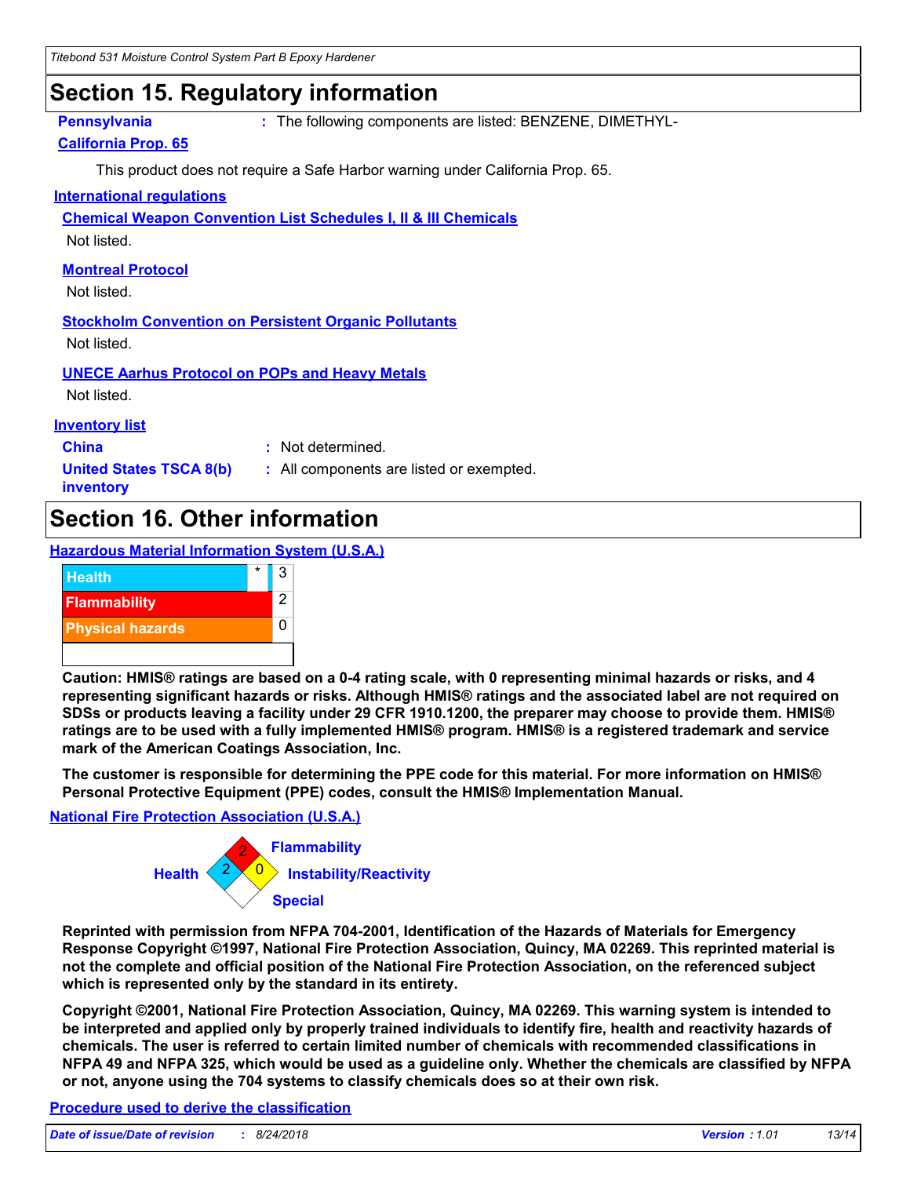## Section 15. Regulatory information

**Pennsylvania** : The following components are listed: BENZENE, DIMETHYL-

**California Prop. 65**

This product does not require a Safe Harbor warning under California Prop. 65.

**International regulations**

**Chemical Weapon Convention List Schedules I, II & III Chemicals**

Not listed.

**Montreal Protocol**

Not listed.

**Stockholm Convention on Persistent Organic Pollutants**

Not listed.

**UNECE Aarhus Protocol on POPs and Heavy Metals**

Not listed.

**Inventory list**

**China** : Not determined.

**United States TSCA 8(b) inventory** : All components are listed or exempted.

## Section 16. Other information

**Hazardous Material Information System (U.S.A.)**

| | | |
|---|---|---|
| Health | * | 3 |
| Flammability | | 2 |
| Physical hazards | | 0 |

**Caution: HMIS® ratings are based on a 0-4 rating scale, with 0 representing minimal hazards or risks, and 4 representing significant hazards or risks. Although HMIS® ratings and the associated label are not required on SDSs or products leaving a facility under 29 CFR 1910.1200, the preparer may choose to provide them. HMIS® ratings are to be used with a fully implemented HMIS® program. HMIS® is a registered trademark and service mark of the American Coatings Association, Inc.**

**The customer is responsible for determining the PPE code for this material. For more information on HMIS® Personal Protective Equipment (PPE) codes, consult the HMIS® Implementation Manual.**

**National Fire Protection Association (U.S.A.)**

| | |
|---|---|
| Health | 2 |
| Flammability | 2 |
| Instability/Reactivity | 0 |
| Special | |

**Reprinted with permission from NFPA 704-2001, Identification of the Hazards of Materials for Emergency Response Copyright ©1997, National Fire Protection Association, Quincy, MA 02269. This reprinted material is not the complete and official position of the National Fire Protection Association, on the referenced subject which is represented only by the standard in its entirety.**

**Copyright ©2001, National Fire Protection Association, Quincy, MA 02269. This warning system is intended to be interpreted and applied only by properly trained individuals to identify fire, health and reactivity hazards of chemicals. The user is referred to certain limited number of chemicals with recommended classifications in NFPA 49 and NFPA 325, which would be used as a guideline only. Whether the chemicals are classified by NFPA or not, anyone using the 704 systems to classify chemicals does so at their own risk.**

**Procedure used to derive the classification**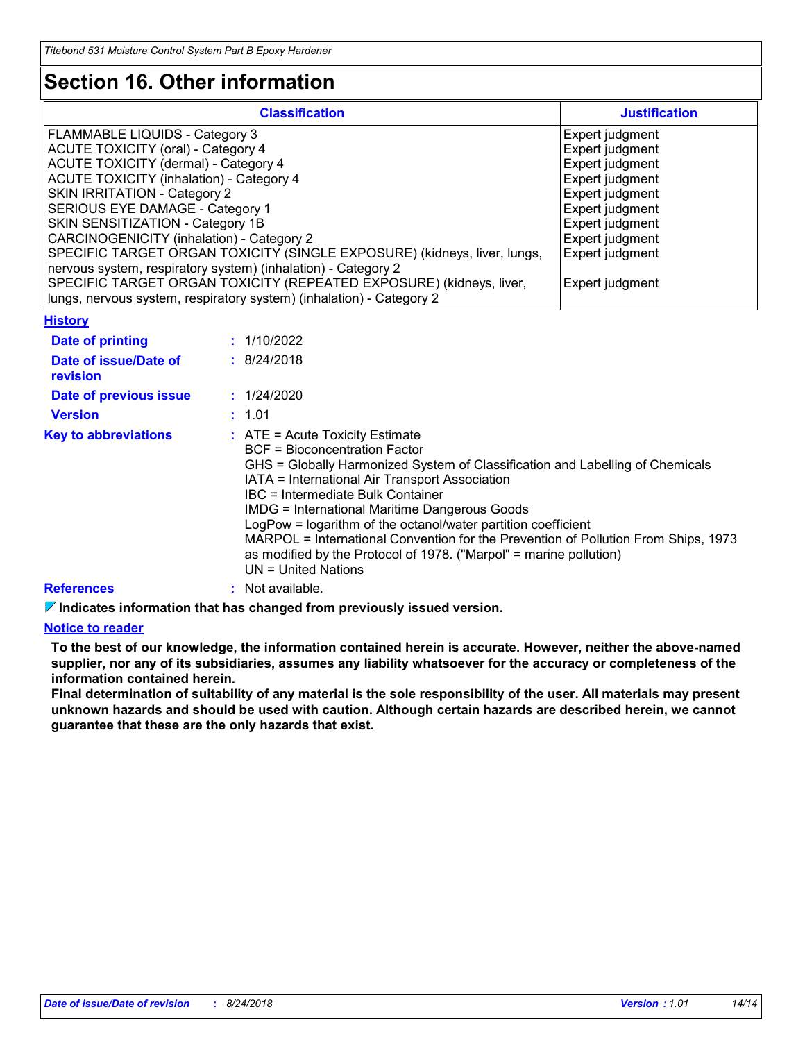# Section 16. Other information

| Classification | Justification |
|---|---|
| FLAMMABLE LIQUIDS - Category 3 | Expert judgment |
| ACUTE TOXICITY (oral) - Category 4 | Expert judgment |
| ACUTE TOXICITY (dermal) - Category 4 | Expert judgment |
| ACUTE TOXICITY (inhalation) - Category 4 | Expert judgment |
| SKIN IRRITATION - Category 2 | Expert judgment |
| SERIOUS EYE DAMAGE - Category 1 | Expert judgment |
| SKIN SENSITIZATION - Category 1B | Expert judgment |
| CARCINOGENICITY (inhalation) - Category 2 | Expert judgment |
| SPECIFIC TARGET ORGAN TOXICITY (SINGLE EXPOSURE) (kidneys, liver, lungs, nervous system, respiratory system) (inhalation) - Category 2 | Expert judgment |
| SPECIFIC TARGET ORGAN TOXICITY (REPEATED EXPOSURE) (kidneys, liver, lungs, nervous system, respiratory system) (inhalation) - Category 2 | Expert judgment |

**History**

**Date of printing** : 1/10/2022

**Date of issue/Date of revision** : 8/24/2018

**Date of previous issue** : 1/24/2020

**Version** : 1.01

**Key to abbreviations** :
ATE = Acute Toxicity Estimate
BCF = Bioconcentration Factor
GHS = Globally Harmonized System of Classification and Labelling of Chemicals
IATA = International Air Transport Association
IBC = Intermediate Bulk Container
IMDG = International Maritime Dangerous Goods
LogPow = logarithm of the octanol/water partition coefficient
MARPOL = International Convention for the Prevention of Pollution From Ships, 1973 as modified by the Protocol of 1978. ("Marpol" = marine pollution)
UN = United Nations

**References** : Not available.

**Indicates information that has changed from previously issued version.**

**Notice to reader**

**To the best of our knowledge, the information contained herein is accurate. However, neither the above-named supplier, nor any of its subsidiaries, assumes any liability whatsoever for the accuracy or completeness of the information contained herein.**

**Final determination of suitability of any material is the sole responsibility of the user. All materials may present unknown hazards and should be used with caution. Although certain hazards are described herein, we cannot guarantee that these are the only hazards that exist.**